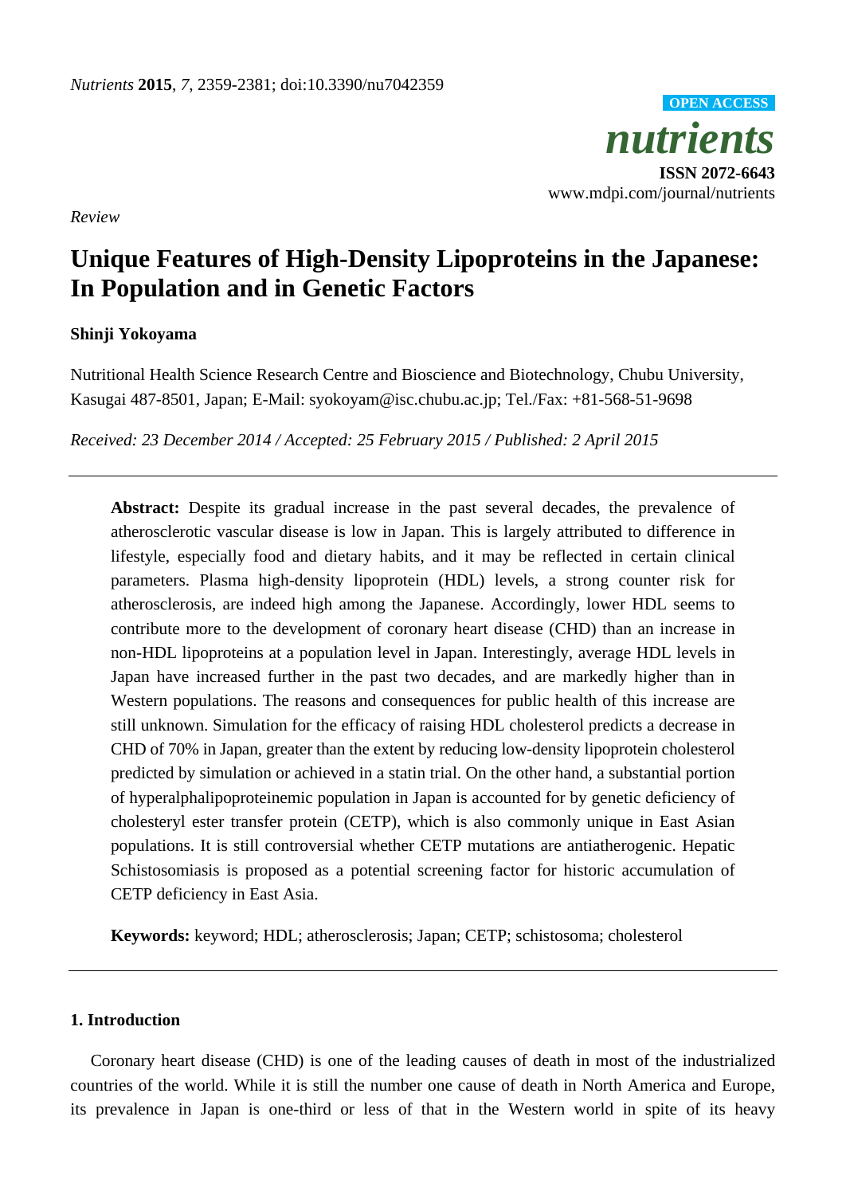*Review*

# Unique Features of High-Density Lipoproteins in the Japanese: In Population and in Genetic Factors

**Shinji Yokoyama**

Nutritional Health Science Research Centre and Bioscience and Biotechnology, Chubu University, Kasugai 487-8501, Japan; E-Mail: syokoyam@isc.chubu.ac.jp; Tel./Fax: +81-568-51-9698

*Received: 23 December 2014 / Accepted: 25 February 2015 / Published: 2 April 2015*

---

**Abstract:** Despite its gradual increase in the past several decades, the prevalence of atherosclerotic vascular disease is low in Japan. This is largely attributed to difference in lifestyle, especially food and dietary habits, and it may be reflected in certain clinical parameters. Plasma high-density lipoprotein (HDL) levels, a strong counter risk for atherosclerosis, are indeed high among the Japanese. Accordingly, lower HDL seems to contribute more to the development of coronary heart disease (CHD) than an increase in non-HDL lipoproteins at a population level in Japan. Interestingly, average HDL levels in Japan have increased further in the past two decades, and are markedly higher than in Western populations. The reasons and consequences for public health of this increase are still unknown. Simulation for the efficacy of raising HDL cholesterol predicts a decrease in CHD of 70% in Japan, greater than the extent by reducing low-density lipoprotein cholesterol predicted by simulation or achieved in a statin trial. On the other hand, a substantial portion of hyperalphalipoproteinemic population in Japan is accounted for by genetic deficiency of cholesteryl ester transfer protein (CETP), which is also commonly unique in East Asian populations. It is still controversial whether CETP mutations are antiatherogenic. Hepatic Schistosomiasis is proposed as a potential screening factor for historic accumulation of CETP deficiency in East Asia.

**Keywords:** keyword; HDL; atherosclerosis; Japan; CETP; schistosoma; cholesterol

---

## 1. Introduction

Coronary heart disease (CHD) is one of the leading causes of death in most of the industrialized countries of the world. While it is still the number one cause of death in North America and Europe, its prevalence in Japan is one-third or less of that in the Western world in spite of its heavy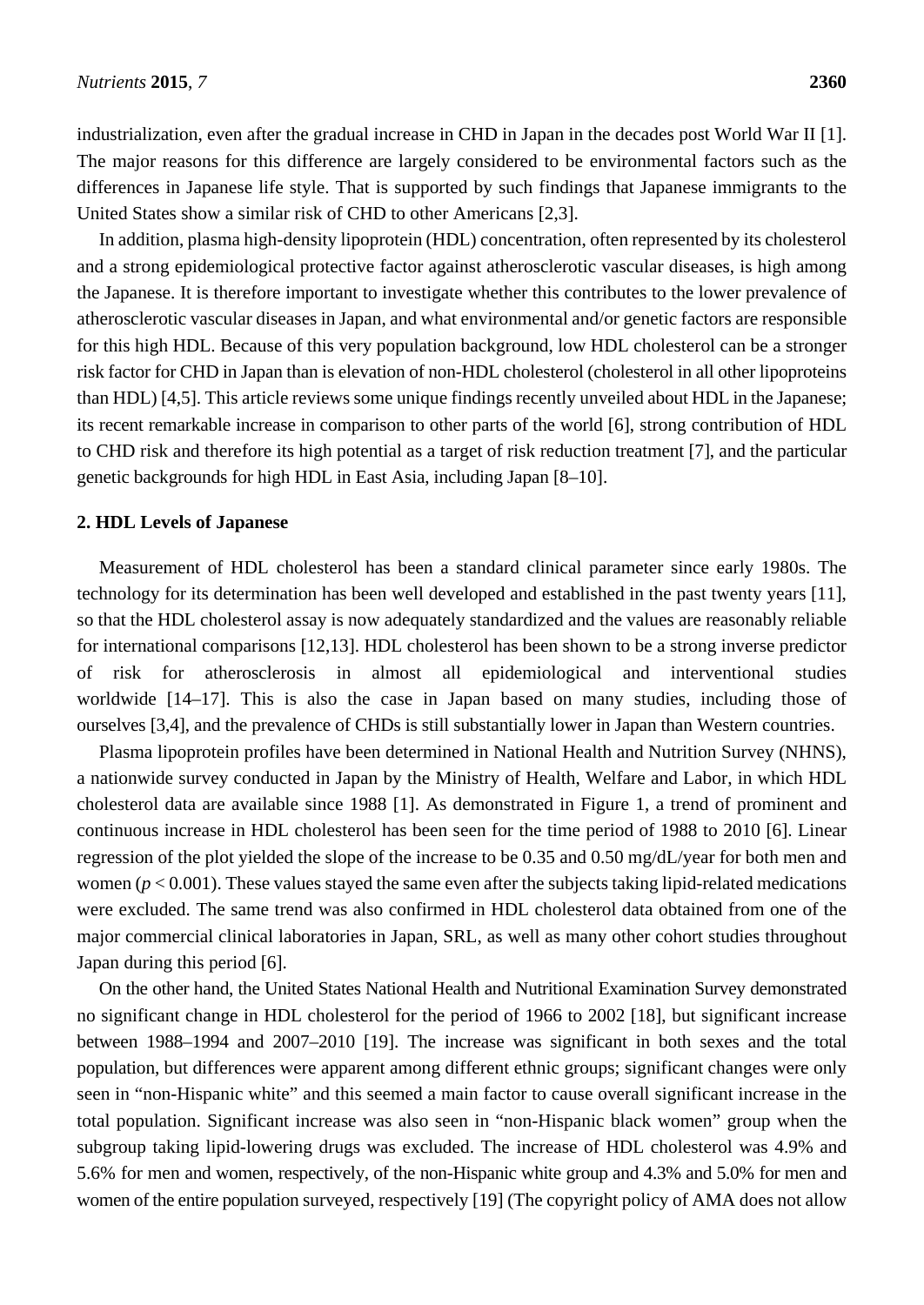industrialization, even after the gradual increase in CHD in Japan in the decades post World War II [1]. The major reasons for this difference are largely considered to be environmental factors such as the differences in Japanese life style. That is supported by such findings that Japanese immigrants to the United States show a similar risk of CHD to other Americans [2,3].

In addition, plasma high-density lipoprotein (HDL) concentration, often represented by its cholesterol and a strong epidemiological protective factor against atherosclerotic vascular diseases, is high among the Japanese. It is therefore important to investigate whether this contributes to the lower prevalence of atherosclerotic vascular diseases in Japan, and what environmental and/or genetic factors are responsible for this high HDL. Because of this very population background, low HDL cholesterol can be a stronger risk factor for CHD in Japan than is elevation of non-HDL cholesterol (cholesterol in all other lipoproteins than HDL) [4,5]. This article reviews some unique findings recently unveiled about HDL in the Japanese; its recent remarkable increase in comparison to other parts of the world [6], strong contribution of HDL to CHD risk and therefore its high potential as a target of risk reduction treatment [7], and the particular genetic backgrounds for high HDL in East Asia, including Japan [8–10].

## 2. HDL Levels of Japanese

Measurement of HDL cholesterol has been a standard clinical parameter since early 1980s. The technology for its determination has been well developed and established in the past twenty years [11], so that the HDL cholesterol assay is now adequately standardized and the values are reasonably reliable for international comparisons [12,13]. HDL cholesterol has been shown to be a strong inverse predictor of risk for atherosclerosis in almost all epidemiological and interventional studies worldwide [14–17]. This is also the case in Japan based on many studies, including those of ourselves [3,4], and the prevalence of CHDs is still substantially lower in Japan than Western countries.

Plasma lipoprotein profiles have been determined in National Health and Nutrition Survey (NHNS), a nationwide survey conducted in Japan by the Ministry of Health, Welfare and Labor, in which HDL cholesterol data are available since 1988 [1]. As demonstrated in Figure 1, a trend of prominent and continuous increase in HDL cholesterol has been seen for the time period of 1988 to 2010 [6]. Linear regression of the plot yielded the slope of the increase to be 0.35 and 0.50 mg/dL/year for both men and women ($p < 0.001$). These values stayed the same even after the subjects taking lipid-related medications were excluded. The same trend was also confirmed in HDL cholesterol data obtained from one of the major commercial clinical laboratories in Japan, SRL, as well as many other cohort studies throughout Japan during this period [6].

On the other hand, the United States National Health and Nutritional Examination Survey demonstrated no significant change in HDL cholesterol for the period of 1966 to 2002 [18], but significant increase between 1988–1994 and 2007–2010 [19]. The increase was significant in both sexes and the total population, but differences were apparent among different ethnic groups; significant changes were only seen in "non-Hispanic white" and this seemed a main factor to cause overall significant increase in the total population. Significant increase was also seen in "non-Hispanic black women" group when the subgroup taking lipid-lowering drugs was excluded. The increase of HDL cholesterol was 4.9% and 5.6% for men and women, respectively, of the non-Hispanic white group and 4.3% and 5.0% for men and women of the entire population surveyed, respectively [19] (The copyright policy of AMA does not allow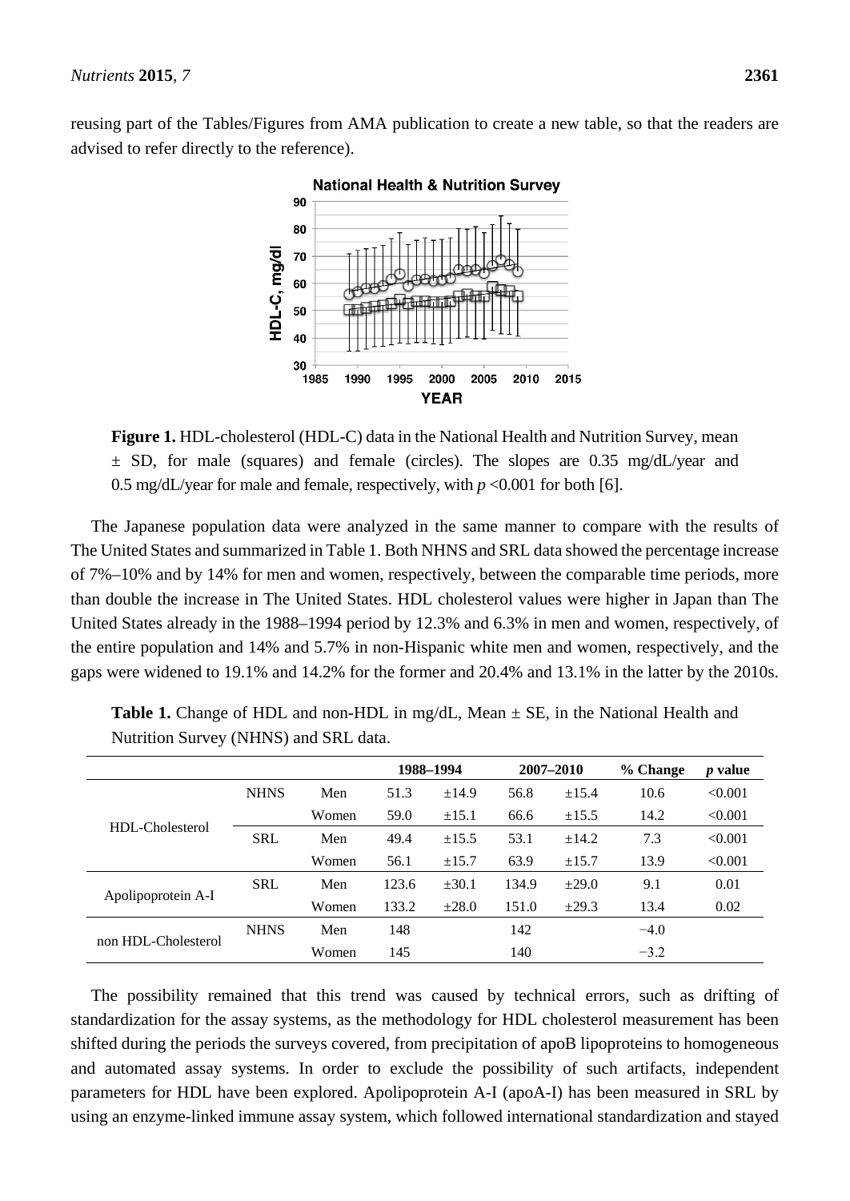reusing part of the Tables/Figures from AMA publication to create a new table, so that the readers are advised to refer directly to the reference).

**Figure 1.** HDL-cholesterol (HDL-C) data in the National Health and Nutrition Survey, mean ± SD, for male (squares) and female (circles). The slopes are 0.35 mg/dL/year and 0.5 mg/dL/year for male and female, respectively, with $p$ <0.001 for both [6].

The Japanese population data were analyzed in the same manner to compare with the results of The United States and summarized in Table 1. Both NHNS and SRL data showed the percentage increase of 7%–10% and by 14% for men and women, respectively, between the comparable time periods, more than double the increase in The United States. HDL cholesterol values were higher in Japan than The United States already in the 1988–1994 period by 12.3% and 6.3% in men and women, respectively, of the entire population and 14% and 5.7% in non-Hispanic white men and women, respectively, and the gaps were widened to 19.1% and 14.2% for the former and 20.4% and 13.1% in the latter by the 2010s.

**Table 1.** Change of HDL and non-HDL in mg/dL, Mean ± SE, in the National Health and Nutrition Survey (NHNS) and SRL data.

| | | | 1988–1994 | | 2007–2010 | | % Change | *p* value |
|---|---|---|---|---|---|---|---|---|
| HDL-Cholesterol | NHNS | Men | 51.3 | ±14.9 | 56.8 | ±15.4 | 10.6 | <0.001 |
| | | Women | 59.0 | ±15.1 | 66.6 | ±15.5 | 14.2 | <0.001 |
| | SRL | Men | 49.4 | ±15.5 | 53.1 | ±14.2 | 7.3 | <0.001 |
| | | Women | 56.1 | ±15.7 | 63.9 | ±15.7 | 13.9 | <0.001 |
| Apolipoprotein A-I | SRL | Men | 123.6 | ±30.1 | 134.9 | ±29.0 | 9.1 | 0.01 |
| | | Women | 133.2 | ±28.0 | 151.0 | ±29.3 | 13.4 | 0.02 |
| non HDL-Cholesterol | NHNS | Men | 148 | | 142 | | −4.0 | |
| | | Women | 145 | | 140 | | −3.2 | |

The possibility remained that this trend was caused by technical errors, such as drifting of standardization for the assay systems, as the methodology for HDL cholesterol measurement has been shifted during the periods the surveys covered, from precipitation of apoB lipoproteins to homogeneous and automated assay systems. In order to exclude the possibility of such artifacts, independent parameters for HDL have been explored. Apolipoprotein A-I (apoA-I) has been measured in SRL by using an enzyme-linked immune assay system, which followed international standardization and stayed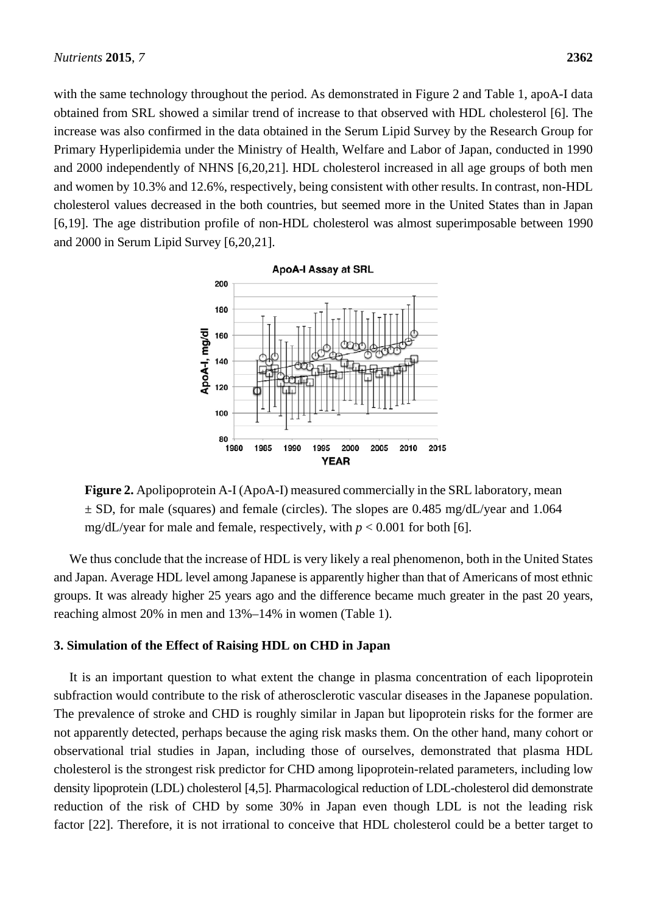with the same technology throughout the period. As demonstrated in Figure 2 and Table 1, apoA-I data obtained from SRL showed a similar trend of increase to that observed with HDL cholesterol [6]. The increase was also confirmed in the data obtained in the Serum Lipid Survey by the Research Group for Primary Hyperlipidemia under the Ministry of Health, Welfare and Labor of Japan, conducted in 1990 and 2000 independently of NHNS [6,20,21]. HDL cholesterol increased in all age groups of both men and women by 10.3% and 12.6%, respectively, being consistent with other results. In contrast, non-HDL cholesterol values decreased in the both countries, but seemed more in the United States than in Japan [6,19]. The age distribution profile of non-HDL cholesterol was almost superimposable between 1990 and 2000 in Serum Lipid Survey [6,20,21].

**Figure 2.** Apolipoprotein A-I (ApoA-I) measured commercially in the SRL laboratory, mean ± SD, for male (squares) and female (circles). The slopes are 0.485 mg/dL/year and 1.064 mg/dL/year for male and female, respectively, with $p < 0.001$ for both [6].

We thus conclude that the increase of HDL is very likely a real phenomenon, both in the United States and Japan. Average HDL level among Japanese is apparently higher than that of Americans of most ethnic groups. It was already higher 25 years ago and the difference became much greater in the past 20 years, reaching almost 20% in men and 13%–14% in women (Table 1).

## 3. Simulation of the Effect of Raising HDL on CHD in Japan

It is an important question to what extent the change in plasma concentration of each lipoprotein subfraction would contribute to the risk of atherosclerotic vascular diseases in the Japanese population. The prevalence of stroke and CHD is roughly similar in Japan but lipoprotein risks for the former are not apparently detected, perhaps because the aging risk masks them. On the other hand, many cohort or observational trial studies in Japan, including those of ourselves, demonstrated that plasma HDL cholesterol is the strongest risk predictor for CHD among lipoprotein-related parameters, including low density lipoprotein (LDL) cholesterol [4,5]. Pharmacological reduction of LDL-cholesterol did demonstrate reduction of the risk of CHD by some 30% in Japan even though LDL is not the leading risk factor [22]. Therefore, it is not irrational to conceive that HDL cholesterol could be a better target to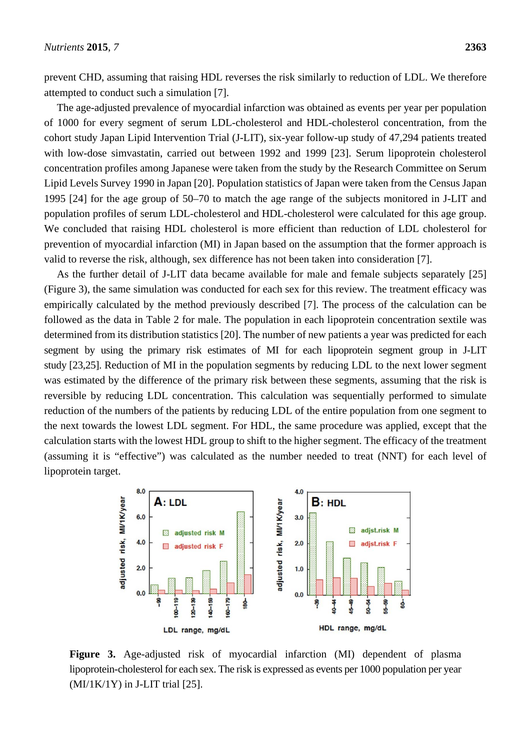prevent CHD, assuming that raising HDL reverses the risk similarly to reduction of LDL. We therefore attempted to conduct such a simulation [7].

The age-adjusted prevalence of myocardial infarction was obtained as events per year per population of 1000 for every segment of serum LDL-cholesterol and HDL-cholesterol concentration, from the cohort study Japan Lipid Intervention Trial (J-LIT), six-year follow-up study of 47,294 patients treated with low-dose simvastatin, carried out between 1992 and 1999 [23]. Serum lipoprotein cholesterol concentration profiles among Japanese were taken from the study by the Research Committee on Serum Lipid Levels Survey 1990 in Japan [20]. Population statistics of Japan were taken from the Census Japan 1995 [24] for the age group of 50–70 to match the age range of the subjects monitored in J-LIT and population profiles of serum LDL-cholesterol and HDL-cholesterol were calculated for this age group. We concluded that raising HDL cholesterol is more efficient than reduction of LDL cholesterol for prevention of myocardial infarction (MI) in Japan based on the assumption that the former approach is valid to reverse the risk, although, sex difference has not been taken into consideration [7].

As the further detail of J-LIT data became available for male and female subjects separately [25] (Figure 3), the same simulation was conducted for each sex for this review. The treatment efficacy was empirically calculated by the method previously described [7]. The process of the calculation can be followed as the data in Table 2 for male. The population in each lipoprotein concentration sextile was determined from its distribution statistics [20]. The number of new patients a year was predicted for each segment by using the primary risk estimates of MI for each lipoprotein segment group in J-LIT study [23,25]. Reduction of MI in the population segments by reducing LDL to the next lower segment was estimated by the difference of the primary risk between these segments, assuming that the risk is reversible by reducing LDL concentration. This calculation was sequentially performed to simulate reduction of the numbers of the patients by reducing LDL of the entire population from one segment to the next towards the lowest LDL segment. For HDL, the same procedure was applied, except that the calculation starts with the lowest HDL group to shift to the higher segment. The efficacy of the treatment (assuming it is "effective") was calculated as the number needed to treat (NNT) for each level of lipoprotein target.

**Figure 3.** Age-adjusted risk of myocardial infarction (MI) dependent of plasma lipoprotein-cholesterol for each sex. The risk is expressed as events per 1000 population per year (MI/1K/1Y) in J-LIT trial [25].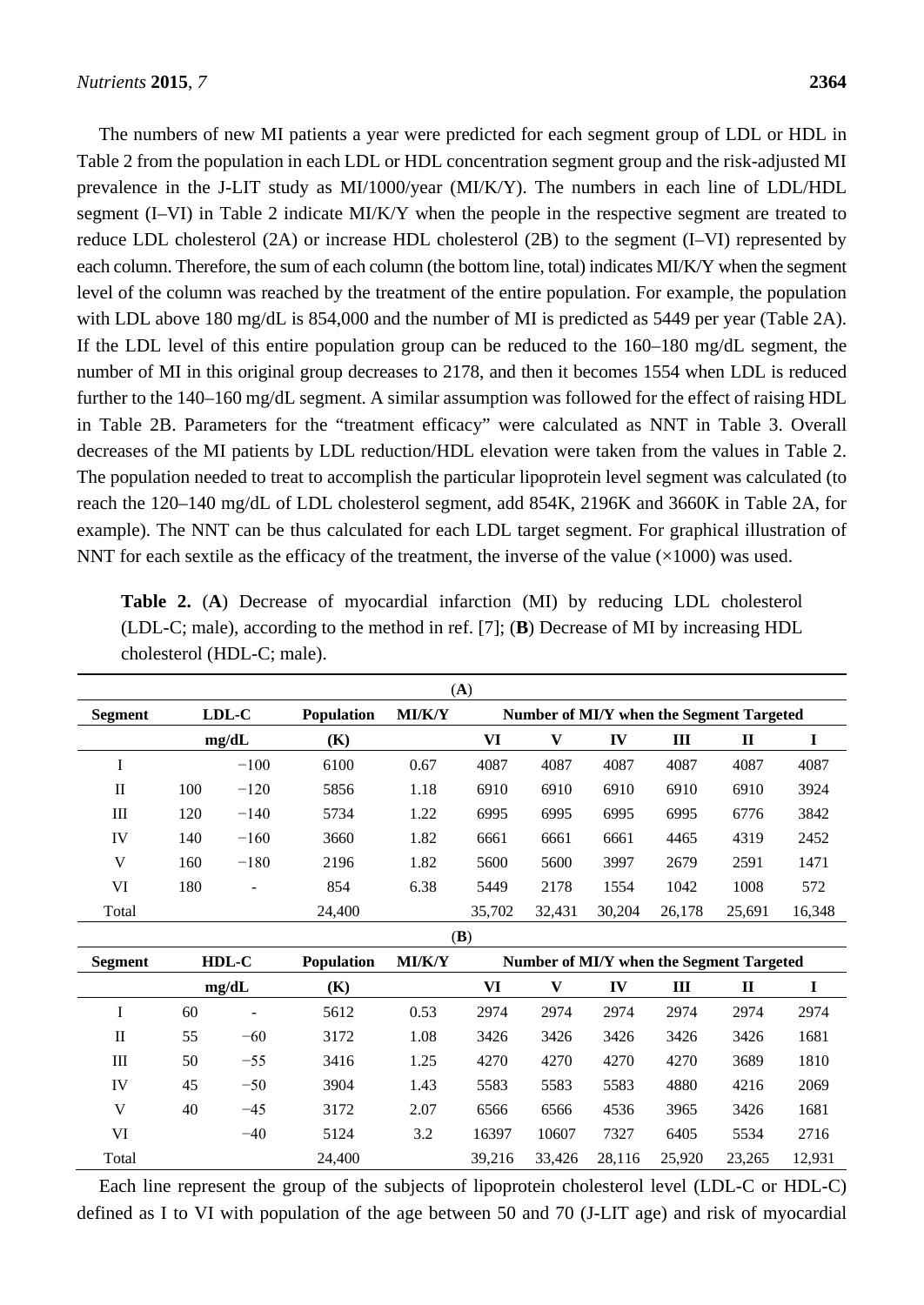The numbers of new MI patients a year were predicted for each segment group of LDL or HDL in Table 2 from the population in each LDL or HDL concentration segment group and the risk-adjusted MI prevalence in the J-LIT study as MI/1000/year (MI/K/Y). The numbers in each line of LDL/HDL segment (I–VI) in Table 2 indicate MI/K/Y when the people in the respective segment are treated to reduce LDL cholesterol (2A) or increase HDL cholesterol (2B) to the segment (I–VI) represented by each column. Therefore, the sum of each column (the bottom line, total) indicates MI/K/Y when the segment level of the column was reached by the treatment of the entire population. For example, the population with LDL above 180 mg/dL is 854,000 and the number of MI is predicted as 5449 per year (Table 2A). If the LDL level of this entire population group can be reduced to the 160–180 mg/dL segment, the number of MI in this original group decreases to 2178, and then it becomes 1554 when LDL is reduced further to the 140–160 mg/dL segment. A similar assumption was followed for the effect of raising HDL in Table 2B. Parameters for the "treatment efficacy" were calculated as NNT in Table 3. Overall decreases of the MI patients by LDL reduction/HDL elevation were taken from the values in Table 2. The population needed to treat to accomplish the particular lipoprotein level segment was calculated (to reach the 120–140 mg/dL of LDL cholesterol segment, add 854K, 2196K and 3660K in Table 2A, for example). The NNT can be thus calculated for each LDL target segment. For graphical illustration of NNT for each sextile as the efficacy of the treatment, the inverse of the value (×1000) was used.

**Table 2.** (**A**) Decrease of myocardial infarction (MI) by reducing LDL cholesterol (LDL-C; male), according to the method in ref. [7]; (**B**) Decrease of MI by increasing HDL cholesterol (HDL-C; male).

(**A**)

| Segment | LDL-C | | Population | MI/K/Y | Number of MI/Y when the Segment Targeted | | | | | |
|---|---|---|---|---|---|---|---|---|---|---|
| | mg/dL | | (K) | | VI | V | IV | III | II | I |
| I | | −100 | 6100 | 0.67 | 4087 | 4087 | 4087 | 4087 | 4087 | 4087 |
| II | 100 | −120 | 5856 | 1.18 | 6910 | 6910 | 6910 | 6910 | 6910 | 3924 |
| III | 120 | −140 | 5734 | 1.22 | 6995 | 6995 | 6995 | 6995 | 6776 | 3842 |
| IV | 140 | −160 | 3660 | 1.82 | 6661 | 6661 | 6661 | 4465 | 4319 | 2452 |
| V | 160 | −180 | 2196 | 1.82 | 5600 | 5600 | 3997 | 2679 | 2591 | 1471 |
| VI | 180 | - | 854 | 6.38 | 5449 | 2178 | 1554 | 1042 | 1008 | 572 |
| Total | | | 24,400 | | 35,702 | 32,431 | 30,204 | 26,178 | 25,691 | 16,348 |

(**B**)

| Segment | HDL-C | | Population | MI/K/Y | Number of MI/Y when the Segment Targeted | | | | | |
|---|---|---|---|---|---|---|---|---|---|---|
| | mg/dL | | (K) | | VI | V | IV | III | II | I |
| I | 60 | - | 5612 | 0.53 | 2974 | 2974 | 2974 | 2974 | 2974 | 2974 |
| II | 55 | −60 | 3172 | 1.08 | 3426 | 3426 | 3426 | 3426 | 3426 | 1681 |
| III | 50 | −55 | 3416 | 1.25 | 4270 | 4270 | 4270 | 4270 | 3689 | 1810 |
| IV | 45 | −50 | 3904 | 1.43 | 5583 | 5583 | 5583 | 4880 | 4216 | 2069 |
| V | 40 | −45 | 3172 | 2.07 | 6566 | 6566 | 4536 | 3965 | 3426 | 1681 |
| VI | | −40 | 5124 | 3.2 | 16397 | 10607 | 7327 | 6405 | 5534 | 2716 |
| Total | | | 24,400 | | 39,216 | 33,426 | 28,116 | 25,920 | 23,265 | 12,931 |

Each line represent the group of the subjects of lipoprotein cholesterol level (LDL-C or HDL-C) defined as I to VI with population of the age between 50 and 70 (J-LIT age) and risk of myocardial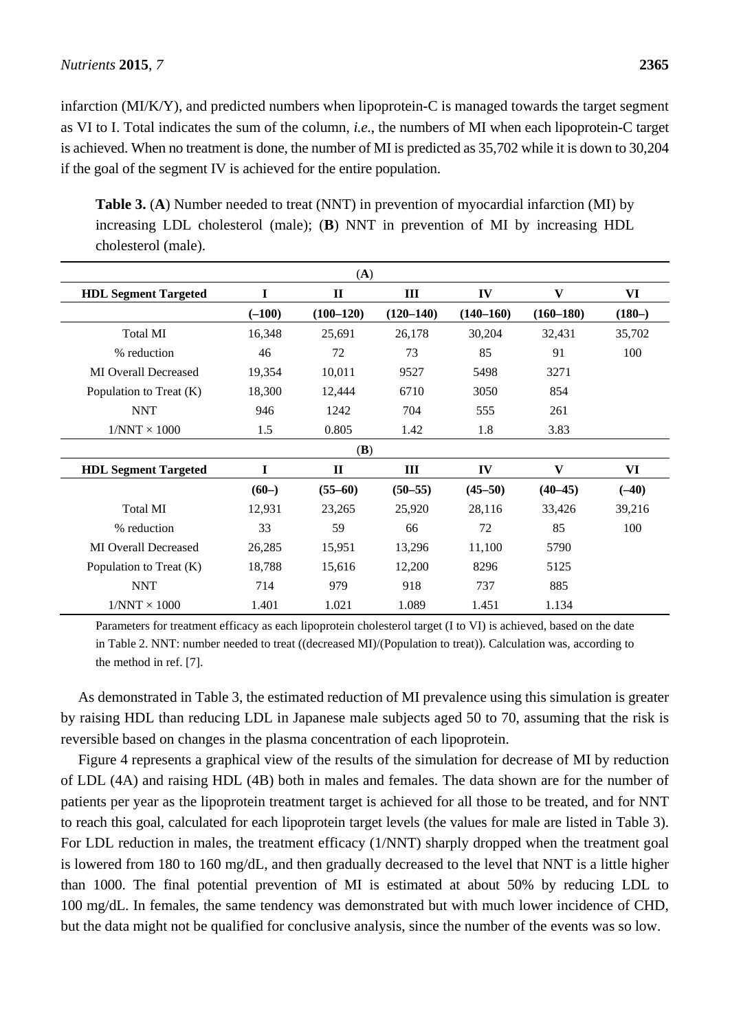infarction (MI/K/Y), and predicted numbers when lipoprotein-C is managed towards the target segment as VI to I. Total indicates the sum of the column, *i.e.*, the numbers of MI when each lipoprotein-C target is achieved. When no treatment is done, the number of MI is predicted as 35,702 while it is down to 30,204 if the goal of the segment IV is achieved for the entire population.

**Table 3.** (**A**) Number needed to treat (NNT) in prevention of myocardial infarction (MI) by increasing LDL cholesterol (male); (**B**) NNT in prevention of MI by increasing HDL cholesterol (male).

| (**A**) | | | | | | |
|---|---|---|---|---|---|---|
| **HDL Segment Targeted** | **I** | **II** | **III** | **IV** | **V** | **VI** |
| | **(–100)** | **(100–120)** | **(120–140)** | **(140–160)** | **(160–180)** | **(180–)** |
| Total MI | 16,348 | 25,691 | 26,178 | 30,204 | 32,431 | 35,702 |
| % reduction | 46 | 72 | 73 | 85 | 91 | 100 |
| MI Overall Decreased | 19,354 | 10,011 | 9527 | 5498 | 3271 | |
| Population to Treat (K) | 18,300 | 12,444 | 6710 | 3050 | 854 | |
| NNT | 946 | 1242 | 704 | 555 | 261 | |
| 1/NNT × 1000 | 1.5 | 0.805 | 1.42 | 1.8 | 3.83 | |
| (**B**) | | | | | | |
| **HDL Segment Targeted** | **I** | **II** | **III** | **IV** | **V** | **VI** |
| | **(60–)** | **(55–60)** | **(50–55)** | **(45–50)** | **(40–45)** | **(–40)** |
| Total MI | 12,931 | 23,265 | 25,920 | 28,116 | 33,426 | 39,216 |
| % reduction | 33 | 59 | 66 | 72 | 85 | 100 |
| MI Overall Decreased | 26,285 | 15,951 | 13,296 | 11,100 | 5790 | |
| Population to Treat (K) | 18,788 | 15,616 | 12,200 | 8296 | 5125 | |
| NNT | 714 | 979 | 918 | 737 | 885 | |
| 1/NNT × 1000 | 1.401 | 1.021 | 1.089 | 1.451 | 1.134 | |

Parameters for treatment efficacy as each lipoprotein cholesterol target (I to VI) is achieved, based on the date in Table 2. NNT: number needed to treat ((decreased MI)/(Population to treat)). Calculation was, according to the method in ref. [7].

As demonstrated in Table 3, the estimated reduction of MI prevalence using this simulation is greater by raising HDL than reducing LDL in Japanese male subjects aged 50 to 70, assuming that the risk is reversible based on changes in the plasma concentration of each lipoprotein.

Figure 4 represents a graphical view of the results of the simulation for decrease of MI by reduction of LDL (4A) and raising HDL (4B) both in males and females. The data shown are for the number of patients per year as the lipoprotein treatment target is achieved for all those to be treated, and for NNT to reach this goal, calculated for each lipoprotein target levels (the values for male are listed in Table 3). For LDL reduction in males, the treatment efficacy (1/NNT) sharply dropped when the treatment goal is lowered from 180 to 160 mg/dL, and then gradually decreased to the level that NNT is a little higher than 1000. The final potential prevention of MI is estimated at about 50% by reducing LDL to 100 mg/dL. In females, the same tendency was demonstrated but with much lower incidence of CHD, but the data might not be qualified for conclusive analysis, since the number of the events was so low.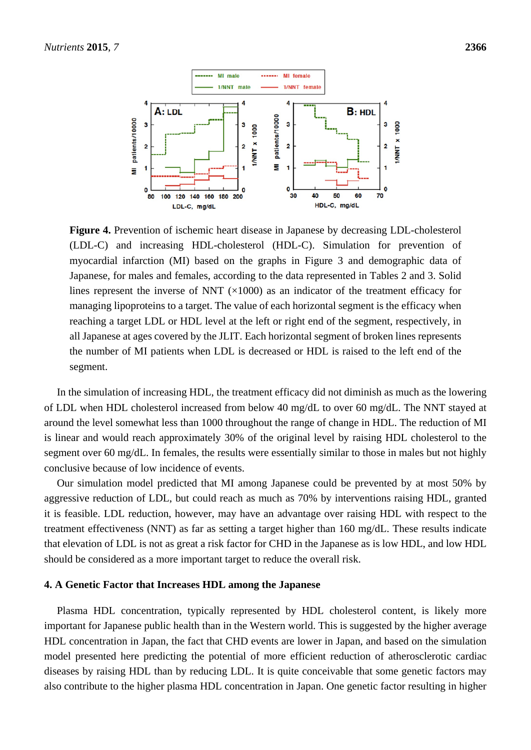**Figure 4.** Prevention of ischemic heart disease in Japanese by decreasing LDL-cholesterol (LDL-C) and increasing HDL-cholesterol (HDL-C). Simulation for prevention of myocardial infarction (MI) based on the graphs in Figure 3 and demographic data of Japanese, for males and females, according to the data represented in Tables 2 and 3. Solid lines represent the inverse of NNT (×1000) as an indicator of the treatment efficacy for managing lipoproteins to a target. The value of each horizontal segment is the efficacy when reaching a target LDL or HDL level at the left or right end of the segment, respectively, in all Japanese at ages covered by the JLIT. Each horizontal segment of broken lines represents the number of MI patients when LDL is decreased or HDL is raised to the left end of the segment.

In the simulation of increasing HDL, the treatment efficacy did not diminish as much as the lowering of LDL when HDL cholesterol increased from below 40 mg/dL to over 60 mg/dL. The NNT stayed at around the level somewhat less than 1000 throughout the range of change in HDL. The reduction of MI is linear and would reach approximately 30% of the original level by raising HDL cholesterol to the segment over 60 mg/dL. In females, the results were essentially similar to those in males but not highly conclusive because of low incidence of events.

Our simulation model predicted that MI among Japanese could be prevented by at most 50% by aggressive reduction of LDL, but could reach as much as 70% by interventions raising HDL, granted it is feasible. LDL reduction, however, may have an advantage over raising HDL with respect to the treatment effectiveness (NNT) as far as setting a target higher than 160 mg/dL. These results indicate that elevation of LDL is not as great a risk factor for CHD in the Japanese as is low HDL, and low HDL should be considered as a more important target to reduce the overall risk.

## 4. A Genetic Factor that Increases HDL among the Japanese

Plasma HDL concentration, typically represented by HDL cholesterol content, is likely more important for Japanese public health than in the Western world. This is suggested by the higher average HDL concentration in Japan, the fact that CHD events are lower in Japan, and based on the simulation model presented here predicting the potential of more efficient reduction of atherosclerotic cardiac diseases by raising HDL than by reducing LDL. It is quite conceivable that some genetic factors may also contribute to the higher plasma HDL concentration in Japan. One genetic factor resulting in higher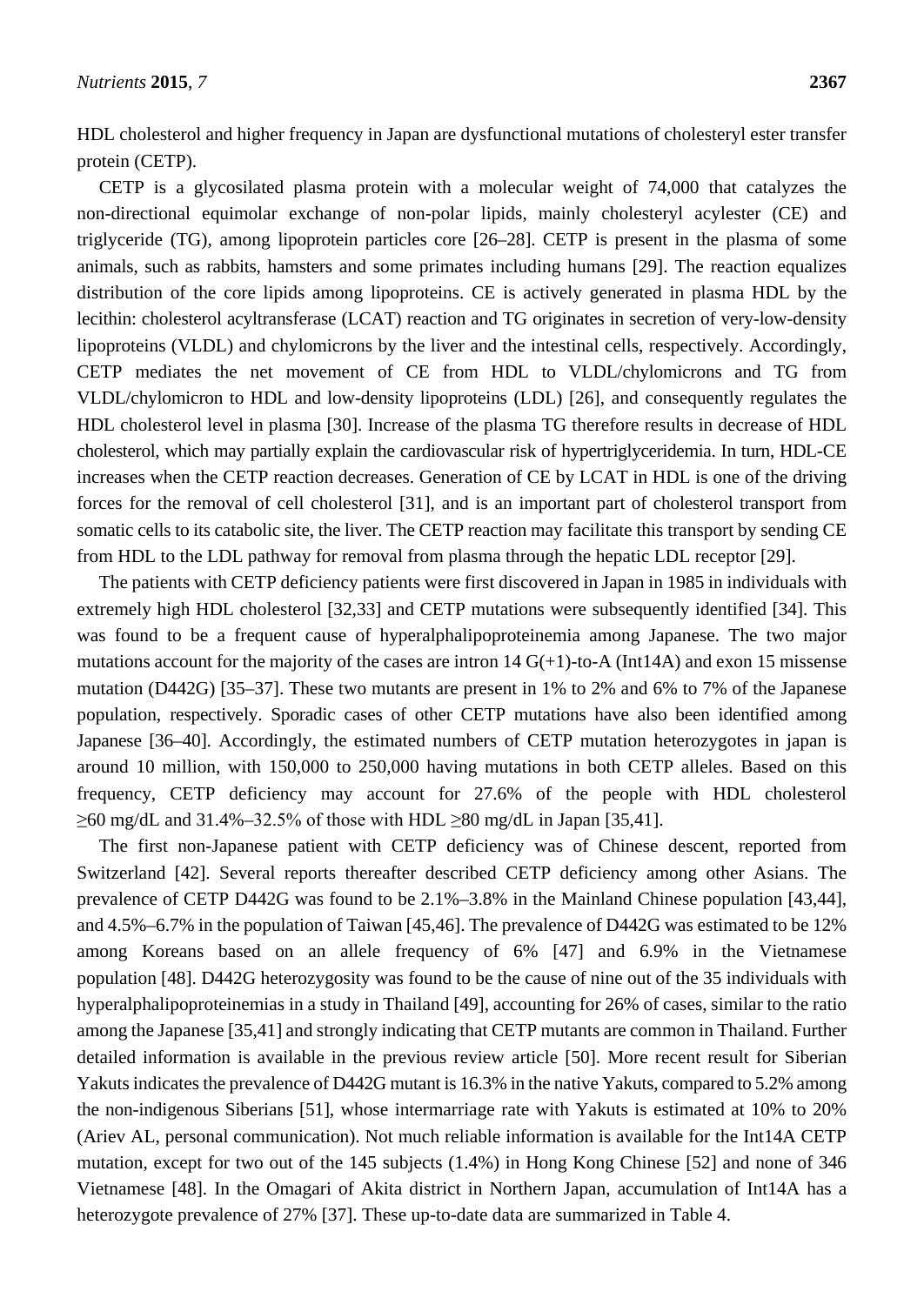HDL cholesterol and higher frequency in Japan are dysfunctional mutations of cholesteryl ester transfer protein (CETP).

CETP is a glycosilated plasma protein with a molecular weight of 74,000 that catalyzes the non-directional equimolar exchange of non-polar lipids, mainly cholesteryl acylester (CE) and triglyceride (TG), among lipoprotein particles core [26–28]. CETP is present in the plasma of some animals, such as rabbits, hamsters and some primates including humans [29]. The reaction equalizes distribution of the core lipids among lipoproteins. CE is actively generated in plasma HDL by the lecithin: cholesterol acyltransferase (LCAT) reaction and TG originates in secretion of very-low-density lipoproteins (VLDL) and chylomicrons by the liver and the intestinal cells, respectively. Accordingly, CETP mediates the net movement of CE from HDL to VLDL/chylomicrons and TG from VLDL/chylomicron to HDL and low-density lipoproteins (LDL) [26], and consequently regulates the HDL cholesterol level in plasma [30]. Increase of the plasma TG therefore results in decrease of HDL cholesterol, which may partially explain the cardiovascular risk of hypertriglyceridemia. In turn, HDL-CE increases when the CETP reaction decreases. Generation of CE by LCAT in HDL is one of the driving forces for the removal of cell cholesterol [31], and is an important part of cholesterol transport from somatic cells to its catabolic site, the liver. The CETP reaction may facilitate this transport by sending CE from HDL to the LDL pathway for removal from plasma through the hepatic LDL receptor [29].

The patients with CETP deficiency patients were first discovered in Japan in 1985 in individuals with extremely high HDL cholesterol [32,33] and CETP mutations were subsequently identified [34]. This was found to be a frequent cause of hyperalphalipoproteinemia among Japanese. The two major mutations account for the majority of the cases are intron 14 G(+1)-to-A (Int14A) and exon 15 missense mutation (D442G) [35–37]. These two mutants are present in 1% to 2% and 6% to 7% of the Japanese population, respectively. Sporadic cases of other CETP mutations have also been identified among Japanese [36–40]. Accordingly, the estimated numbers of CETP mutation heterozygotes in japan is around 10 million, with 150,000 to 250,000 having mutations in both CETP alleles. Based on this frequency, CETP deficiency may account for 27.6% of the people with HDL cholesterol ≥60 mg/dL and 31.4%–32.5% of those with HDL ≥80 mg/dL in Japan [35,41].

The first non-Japanese patient with CETP deficiency was of Chinese descent, reported from Switzerland [42]. Several reports thereafter described CETP deficiency among other Asians. The prevalence of CETP D442G was found to be 2.1%–3.8% in the Mainland Chinese population [43,44], and 4.5%–6.7% in the population of Taiwan [45,46]. The prevalence of D442G was estimated to be 12% among Koreans based on an allele frequency of 6% [47] and 6.9% in the Vietnamese population [48]. D442G heterozygosity was found to be the cause of nine out of the 35 individuals with hyperalphalipoproteinemias in a study in Thailand [49], accounting for 26% of cases, similar to the ratio among the Japanese [35,41] and strongly indicating that CETP mutants are common in Thailand. Further detailed information is available in the previous review article [50]. More recent result for Siberian Yakuts indicates the prevalence of D442G mutant is 16.3% in the native Yakuts, compared to 5.2% among the non-indigenous Siberians [51], whose intermarriage rate with Yakuts is estimated at 10% to 20% (Ariev AL, personal communication). Not much reliable information is available for the Int14A CETP mutation, except for two out of the 145 subjects (1.4%) in Hong Kong Chinese [52] and none of 346 Vietnamese [48]. In the Omagari of Akita district in Northern Japan, accumulation of Int14A has a heterozygote prevalence of 27% [37]. These up-to-date data are summarized in Table 4.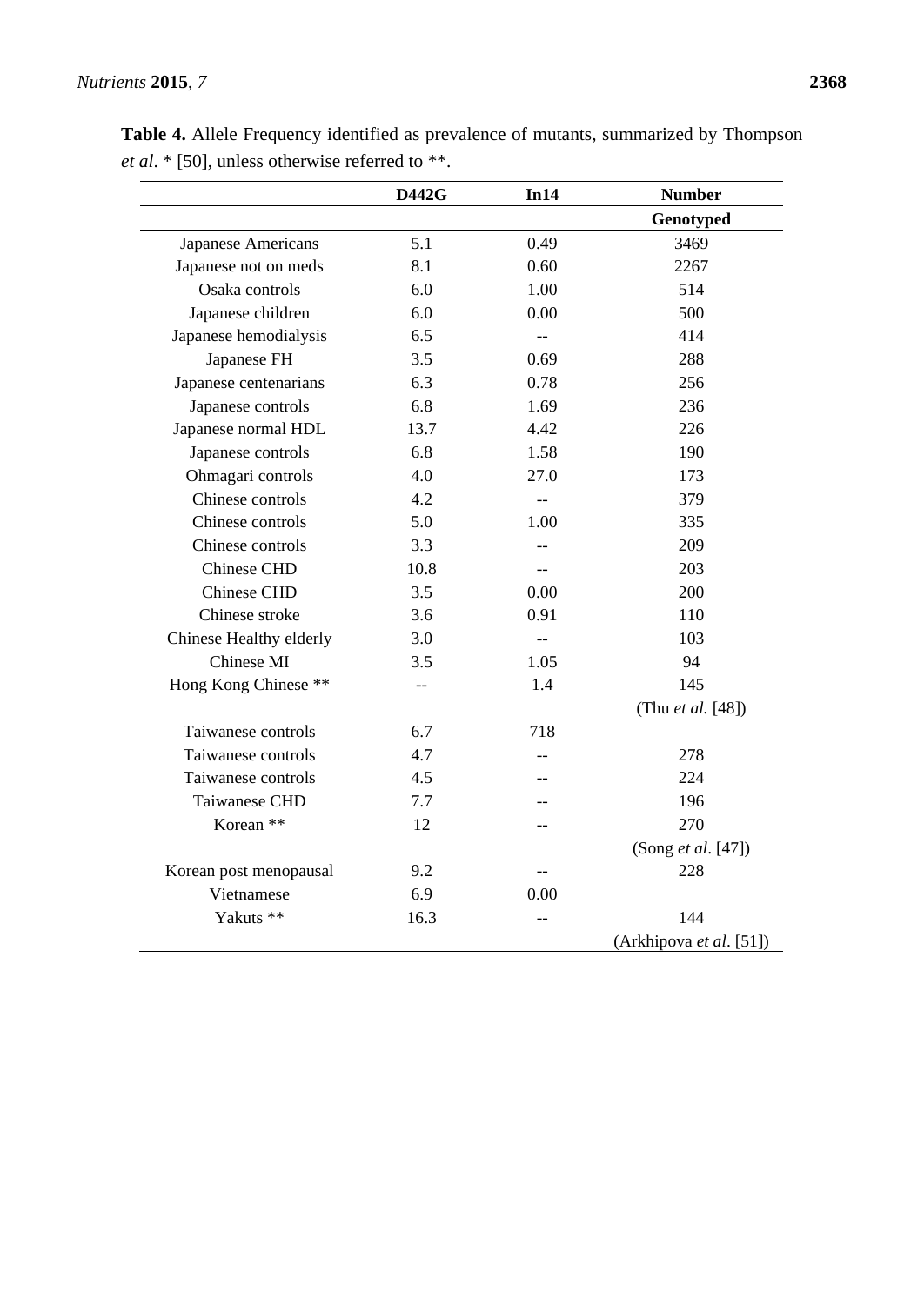**Table 4.** Allele Frequency identified as prevalence of mutants, summarized by Thompson *et al*. * [50], unless otherwise referred to **.

| | D442G | In14 | Number Genotyped |
|---|---|---|---|
| Japanese Americans | 5.1 | 0.49 | 3469 |
| Japanese not on meds | 8.1 | 0.60 | 2267 |
| Osaka controls | 6.0 | 1.00 | 514 |
| Japanese children | 6.0 | 0.00 | 500 |
| Japanese hemodialysis | 6.5 | -- | 414 |
| Japanese FH | 3.5 | 0.69 | 288 |
| Japanese centenarians | 6.3 | 0.78 | 256 |
| Japanese controls | 6.8 | 1.69 | 236 |
| Japanese normal HDL | 13.7 | 4.42 | 226 |
| Japanese controls | 6.8 | 1.58 | 190 |
| Ohmagari controls | 4.0 | 27.0 | 173 |
| Chinese controls | 4.2 | -- | 379 |
| Chinese controls | 5.0 | 1.00 | 335 |
| Chinese controls | 3.3 | -- | 209 |
| Chinese CHD | 10.8 | -- | 203 |
| Chinese CHD | 3.5 | 0.00 | 200 |
| Chinese stroke | 3.6 | 0.91 | 110 |
| Chinese Healthy elderly | 3.0 | -- | 103 |
| Chinese MI | 3.5 | 1.05 | 94 |
| Hong Kong Chinese ** | -- | 1.4 | 145 (Thu *et al.* [48]) |
| Taiwanese controls | 6.7 | 718 | |
| Taiwanese controls | 4.7 | -- | 278 |
| Taiwanese controls | 4.5 | -- | 224 |
| Taiwanese CHD | 7.7 | -- | 196 |
| Korean ** | 12 | -- | 270 (Song *et al*. [47]) |
| Korean post menopausal | 9.2 | -- | 228 |
| Vietnamese | 6.9 | 0.00 | |
| Yakuts ** | 16.3 | -- | 144 (Arkhipova *et al*. [51]) |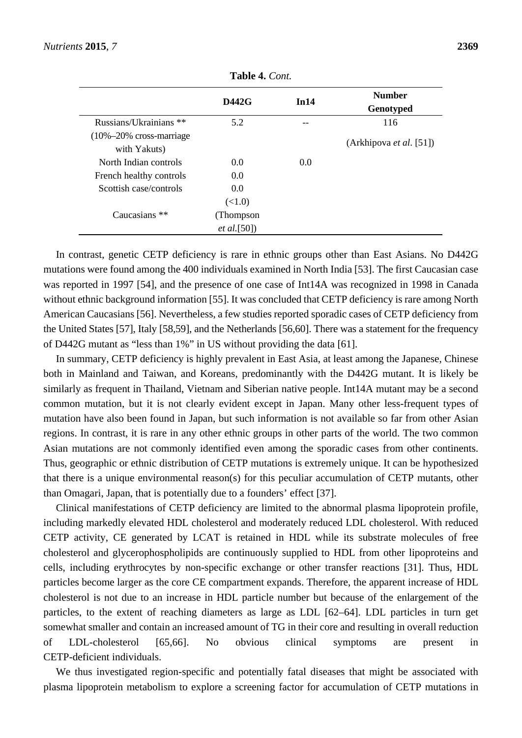**Table 4.** *Cont.*

| | D442G | In14 | Number Genotyped |
|---|---|---|---|
| Russians/Ukrainians ** (10%–20% cross-marriage with Yakuts) | 5.2 | -- | 116 (Arkhipova *et al*. [51]) |
| North Indian controls | 0.0 | 0.0 | |
| French healthy controls | 0.0 | | |
| Scottish case/controls | 0.0 | | |
| Caucasians ** | (<1.0) (Thompson *et al*.[50]) | | |

In contrast, genetic CETP deficiency is rare in ethnic groups other than East Asians. No D442G mutations were found among the 400 individuals examined in North India [53]. The first Caucasian case was reported in 1997 [54], and the presence of one case of Int14A was recognized in 1998 in Canada without ethnic background information [55]. It was concluded that CETP deficiency is rare among North American Caucasians [56]. Nevertheless, a few studies reported sporadic cases of CETP deficiency from the United States [57], Italy [58,59], and the Netherlands [56,60]. There was a statement for the frequency of D442G mutant as "less than 1%" in US without providing the data [61].

In summary, CETP deficiency is highly prevalent in East Asia, at least among the Japanese, Chinese both in Mainland and Taiwan, and Koreans, predominantly with the D442G mutant. It is likely be similarly as frequent in Thailand, Vietnam and Siberian native people. Int14A mutant may be a second common mutation, but it is not clearly evident except in Japan. Many other less-frequent types of mutation have also been found in Japan, but such information is not available so far from other Asian regions. In contrast, it is rare in any other ethnic groups in other parts of the world. The two common Asian mutations are not commonly identified even among the sporadic cases from other continents. Thus, geographic or ethnic distribution of CETP mutations is extremely unique. It can be hypothesized that there is a unique environmental reason(s) for this peculiar accumulation of CETP mutants, other than Omagari, Japan, that is potentially due to a founders' effect [37].

Clinical manifestations of CETP deficiency are limited to the abnormal plasma lipoprotein profile, including markedly elevated HDL cholesterol and moderately reduced LDL cholesterol. With reduced CETP activity, CE generated by LCAT is retained in HDL while its substrate molecules of free cholesterol and glycerophospholipids are continuously supplied to HDL from other lipoproteins and cells, including erythrocytes by non-specific exchange or other transfer reactions [31]. Thus, HDL particles become larger as the core CE compartment expands. Therefore, the apparent increase of HDL cholesterol is not due to an increase in HDL particle number but because of the enlargement of the particles, to the extent of reaching diameters as large as LDL [62–64]. LDL particles in turn get somewhat smaller and contain an increased amount of TG in their core and resulting in overall reduction of LDL-cholesterol [65,66]. No obvious clinical symptoms are present in CETP-deficient individuals.

We thus investigated region-specific and potentially fatal diseases that might be associated with plasma lipoprotein metabolism to explore a screening factor for accumulation of CETP mutations in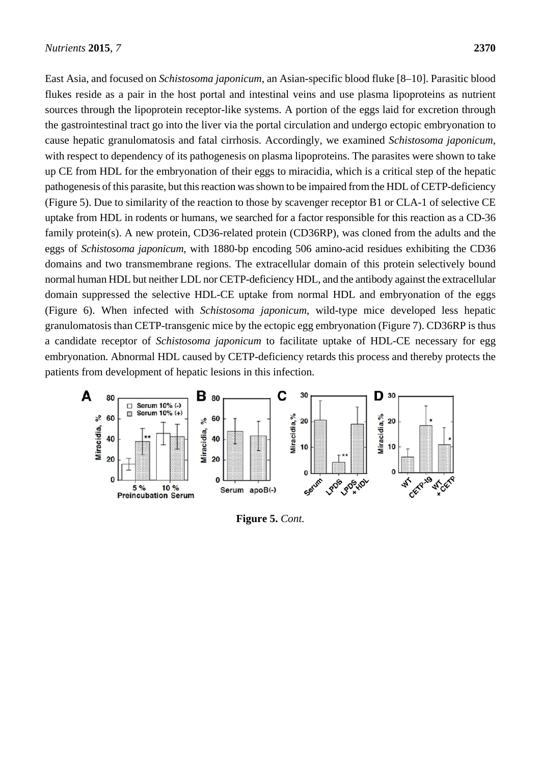East Asia, and focused on *Schistosoma japonicum*, an Asian-specific blood fluke [8–10]. Parasitic blood flukes reside as a pair in the host portal and intestinal veins and use plasma lipoproteins as nutrient sources through the lipoprotein receptor-like systems. A portion of the eggs laid for excretion through the gastrointestinal tract go into the liver via the portal circulation and undergo ectopic embryonation to cause hepatic granulomatosis and fatal cirrhosis. Accordingly, we examined *Schistosoma japonicum*, with respect to dependency of its pathogenesis on plasma lipoproteins. The parasites were shown to take up CE from HDL for the embryonation of their eggs to miracidia, which is a critical step of the hepatic pathogenesis of this parasite, but this reaction was shown to be impaired from the HDL of CETP-deficiency (Figure 5). Due to similarity of the reaction to those by scavenger receptor B1 or CLA-1 of selective CE uptake from HDL in rodents or humans, we searched for a factor responsible for this reaction as a CD-36 family protein(s). A new protein, CD36-related protein (CD36RP), was cloned from the adults and the eggs of *Schistosoma japonicum*, with 1880-bp encoding 506 amino-acid residues exhibiting the CD36 domains and two transmembrane regions. The extracellular domain of this protein selectively bound normal human HDL but neither LDL nor CETP-deficiency HDL, and the antibody against the extracellular domain suppressed the selective HDL-CE uptake from normal HDL and embryonation of the eggs (Figure 6). When infected with *Schistosoma japonicum*, wild-type mice developed less hepatic granulomatosis than CETP-transgenic mice by the ectopic egg embryonation (Figure 7). CD36RP is thus a candidate receptor of *Schistosoma japonicum* to facilitate uptake of HDL-CE necessary for egg embryonation. Abnormal HDL caused by CETP-deficiency retards this process and thereby protects the patients from development of hepatic lesions in this infection.

**Figure 5.** *Cont.*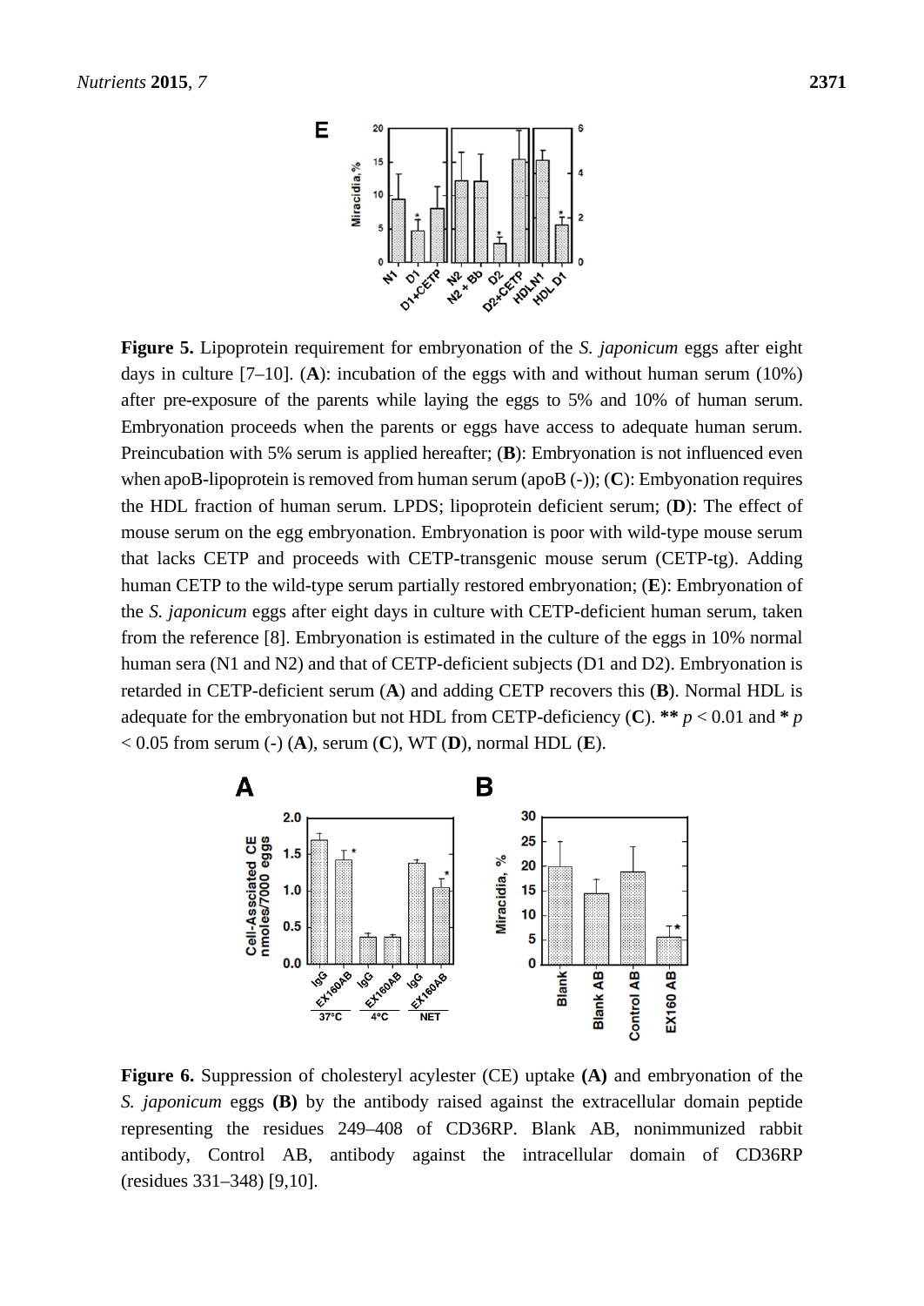**Figure 5.** Lipoprotein requirement for embryonation of the *S. japonicum* eggs after eight days in culture [7–10]. (**A**): incubation of the eggs with and without human serum (10%) after pre-exposure of the parents while laying the eggs to 5% and 10% of human serum. Embryonation proceeds when the parents or eggs have access to adequate human serum. Preincubation with 5% serum is applied hereafter; (**B**): Embryonation is not influenced even when apoB-lipoprotein is removed from human serum (apoB (-)); (**C**): Embyonation requires the HDL fraction of human serum. LPDS; lipoprotein deficient serum; (**D**): The effect of mouse serum on the egg embryonation. Embryonation is poor with wild-type mouse serum that lacks CETP and proceeds with CETP-transgenic mouse serum (CETP-tg). Adding human CETP to the wild-type serum partially restored embryonation; (**E**): Embryonation of the *S. japonicum* eggs after eight days in culture with CETP-deficient human serum, taken from the reference [8]. Embryonation is estimated in the culture of the eggs in 10% normal human sera (N1 and N2) and that of CETP-deficient subjects (D1 and D2). Embryonation is retarded in CETP-deficient serum (**A**) and adding CETP recovers this (**B**). Normal HDL is adequate for the embryonation but not HDL from CETP-deficiency (**C**). ** $p < 0.01$ and * $p < 0.05$ from serum (-) (**A**), serum (**C**), WT (**D**), normal HDL (**E**).

**Figure 6.** Suppression of cholesteryl acylester (CE) uptake **(A)** and embryonation of the *S. japonicum* eggs **(B)** by the antibody raised against the extracellular domain peptide representing the residues 249–408 of CD36RP. Blank AB, nonimmunized rabbit antibody, Control AB, antibody against the intracellular domain of CD36RP (residues 331–348) [9,10].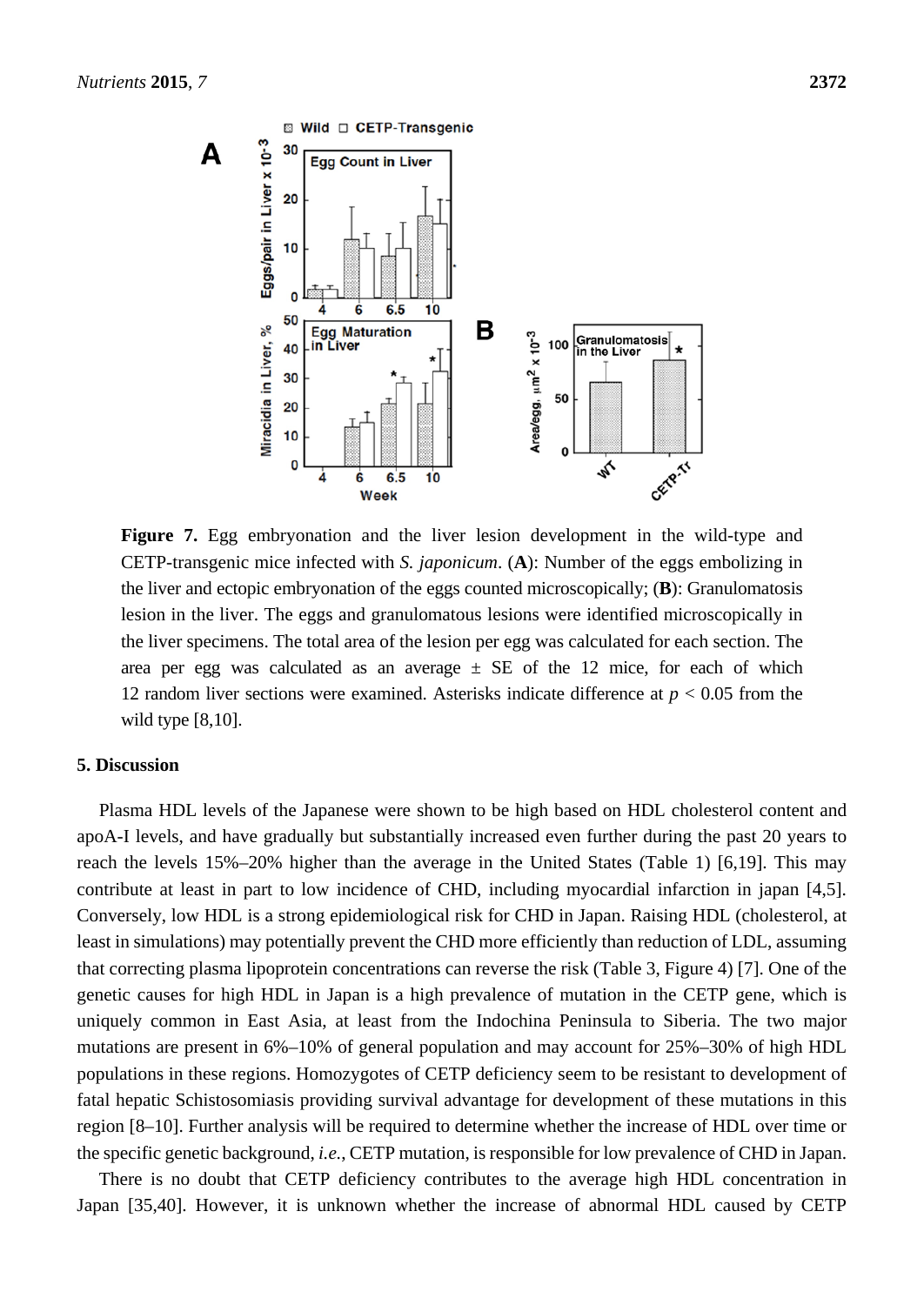**Figure 7.** Egg embryonation and the liver lesion development in the wild-type and CETP-transgenic mice infected with *S. japonicum*. (**A**): Number of the eggs embolizing in the liver and ectopic embryonation of the eggs counted microscopically; (**B**): Granulomatosis lesion in the liver. The eggs and granulomatous lesions were identified microscopically in the liver specimens. The total area of the lesion per egg was calculated for each section. The area per egg was calculated as an average ± SE of the 12 mice, for each of which 12 random liver sections were examined. Asterisks indicate difference at $p < 0.05$ from the wild type [8,10].

## 5. Discussion

Plasma HDL levels of the Japanese were shown to be high based on HDL cholesterol content and apoA-I levels, and have gradually but substantially increased even further during the past 20 years to reach the levels 15%–20% higher than the average in the United States (Table 1) [6,19]. This may contribute at least in part to low incidence of CHD, including myocardial infarction in japan [4,5]. Conversely, low HDL is a strong epidemiological risk for CHD in Japan. Raising HDL (cholesterol, at least in simulations) may potentially prevent the CHD more efficiently than reduction of LDL, assuming that correcting plasma lipoprotein concentrations can reverse the risk (Table 3, Figure 4) [7]. One of the genetic causes for high HDL in Japan is a high prevalence of mutation in the CETP gene, which is uniquely common in East Asia, at least from the Indochina Peninsula to Siberia. The two major mutations are present in 6%–10% of general population and may account for 25%–30% of high HDL populations in these regions. Homozygotes of CETP deficiency seem to be resistant to development of fatal hepatic Schistosomiasis providing survival advantage for development of these mutations in this region [8–10]. Further analysis will be required to determine whether the increase of HDL over time or the specific genetic background, *i.e.*, CETP mutation, is responsible for low prevalence of CHD in Japan.

There is no doubt that CETP deficiency contributes to the average high HDL concentration in Japan [35,40]. However, it is unknown whether the increase of abnormal HDL caused by CETP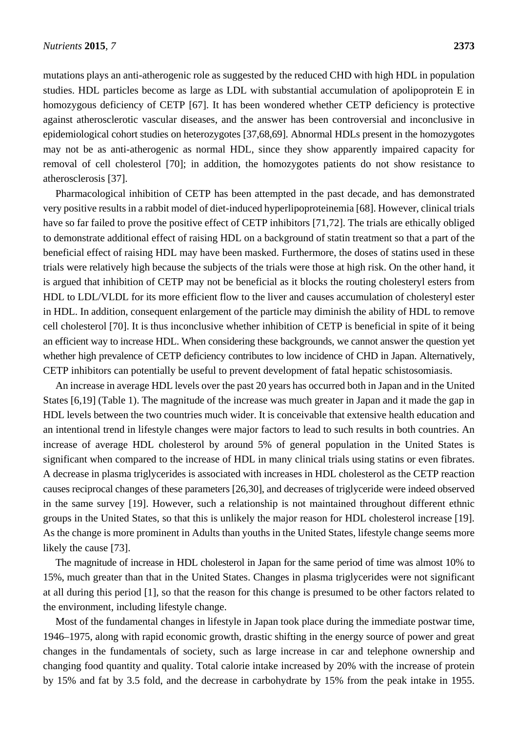mutations plays an anti-atherogenic role as suggested by the reduced CHD with high HDL in population studies. HDL particles become as large as LDL with substantial accumulation of apolipoprotein E in homozygous deficiency of CETP [67]. It has been wondered whether CETP deficiency is protective against atherosclerotic vascular diseases, and the answer has been controversial and inconclusive in epidemiological cohort studies on heterozygotes [37,68,69]. Abnormal HDLs present in the homozygotes may not be as anti-atherogenic as normal HDL, since they show apparently impaired capacity for removal of cell cholesterol [70]; in addition, the homozygotes patients do not show resistance to atherosclerosis [37].

Pharmacological inhibition of CETP has been attempted in the past decade, and has demonstrated very positive results in a rabbit model of diet-induced hyperlipoproteinemia [68]. However, clinical trials have so far failed to prove the positive effect of CETP inhibitors [71,72]. The trials are ethically obliged to demonstrate additional effect of raising HDL on a background of statin treatment so that a part of the beneficial effect of raising HDL may have been masked. Furthermore, the doses of statins used in these trials were relatively high because the subjects of the trials were those at high risk. On the other hand, it is argued that inhibition of CETP may not be beneficial as it blocks the routing cholesteryl esters from HDL to LDL/VLDL for its more efficient flow to the liver and causes accumulation of cholesteryl ester in HDL. In addition, consequent enlargement of the particle may diminish the ability of HDL to remove cell cholesterol [70]. It is thus inconclusive whether inhibition of CETP is beneficial in spite of it being an efficient way to increase HDL. When considering these backgrounds, we cannot answer the question yet whether high prevalence of CETP deficiency contributes to low incidence of CHD in Japan. Alternatively, CETP inhibitors can potentially be useful to prevent development of fatal hepatic schistosomiasis.

An increase in average HDL levels over the past 20 years has occurred both in Japan and in the United States [6,19] (Table 1). The magnitude of the increase was much greater in Japan and it made the gap in HDL levels between the two countries much wider. It is conceivable that extensive health education and an intentional trend in lifestyle changes were major factors to lead to such results in both countries. An increase of average HDL cholesterol by around 5% of general population in the United States is significant when compared to the increase of HDL in many clinical trials using statins or even fibrates. A decrease in plasma triglycerides is associated with increases in HDL cholesterol as the CETP reaction causes reciprocal changes of these parameters [26,30], and decreases of triglyceride were indeed observed in the same survey [19]. However, such a relationship is not maintained throughout different ethnic groups in the United States, so that this is unlikely the major reason for HDL cholesterol increase [19]. As the change is more prominent in Adults than youths in the United States, lifestyle change seems more likely the cause [73].

The magnitude of increase in HDL cholesterol in Japan for the same period of time was almost 10% to 15%, much greater than that in the United States. Changes in plasma triglycerides were not significant at all during this period [1], so that the reason for this change is presumed to be other factors related to the environment, including lifestyle change.

Most of the fundamental changes in lifestyle in Japan took place during the immediate postwar time, 1946–1975, along with rapid economic growth, drastic shifting in the energy source of power and great changes in the fundamentals of society, such as large increase in car and telephone ownership and changing food quantity and quality. Total calorie intake increased by 20% with the increase of protein by 15% and fat by 3.5 fold, and the decrease in carbohydrate by 15% from the peak intake in 1955.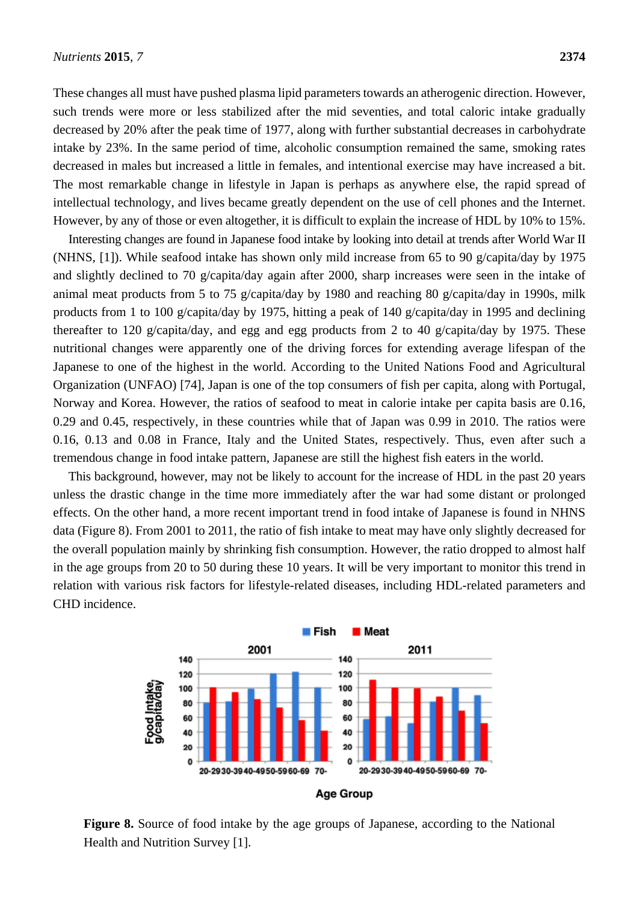These changes all must have pushed plasma lipid parameters towards an atherogenic direction. However, such trends were more or less stabilized after the mid seventies, and total caloric intake gradually decreased by 20% after the peak time of 1977, along with further substantial decreases in carbohydrate intake by 23%. In the same period of time, alcoholic consumption remained the same, smoking rates decreased in males but increased a little in females, and intentional exercise may have increased a bit. The most remarkable change in lifestyle in Japan is perhaps as anywhere else, the rapid spread of intellectual technology, and lives became greatly dependent on the use of cell phones and the Internet. However, by any of those or even altogether, it is difficult to explain the increase of HDL by 10% to 15%.

Interesting changes are found in Japanese food intake by looking into detail at trends after World War II (NHNS, [1]). While seafood intake has shown only mild increase from 65 to 90 g/capita/day by 1975 and slightly declined to 70 g/capita/day again after 2000, sharp increases were seen in the intake of animal meat products from 5 to 75 g/capita/day by 1980 and reaching 80 g/capita/day in 1990s, milk products from 1 to 100 g/capita/day by 1975, hitting a peak of 140 g/capita/day in 1995 and declining thereafter to 120 g/capita/day, and egg and egg products from 2 to 40 g/capita/day by 1975. These nutritional changes were apparently one of the driving forces for extending average lifespan of the Japanese to one of the highest in the world. According to the United Nations Food and Agricultural Organization (UNFAO) [74], Japan is one of the top consumers of fish per capita, along with Portugal, Norway and Korea. However, the ratios of seafood to meat in calorie intake per capita basis are 0.16, 0.29 and 0.45, respectively, in these countries while that of Japan was 0.99 in 2010. The ratios were 0.16, 0.13 and 0.08 in France, Italy and the United States, respectively. Thus, even after such a tremendous change in food intake pattern, Japanese are still the highest fish eaters in the world.

This background, however, may not be likely to account for the increase of HDL in the past 20 years unless the drastic change in the time more immediately after the war had some distant or prolonged effects. On the other hand, a more recent important trend in food intake of Japanese is found in NHNS data (Figure 8). From 2001 to 2011, the ratio of fish intake to meat may have only slightly decreased for the overall population mainly by shrinking fish consumption. However, the ratio dropped to almost half in the age groups from 20 to 50 during these 10 years. It will be very important to monitor this trend in relation with various risk factors for lifestyle-related diseases, including HDL-related parameters and CHD incidence.

**Figure 8.** Source of food intake by the age groups of Japanese, according to the National Health and Nutrition Survey [1].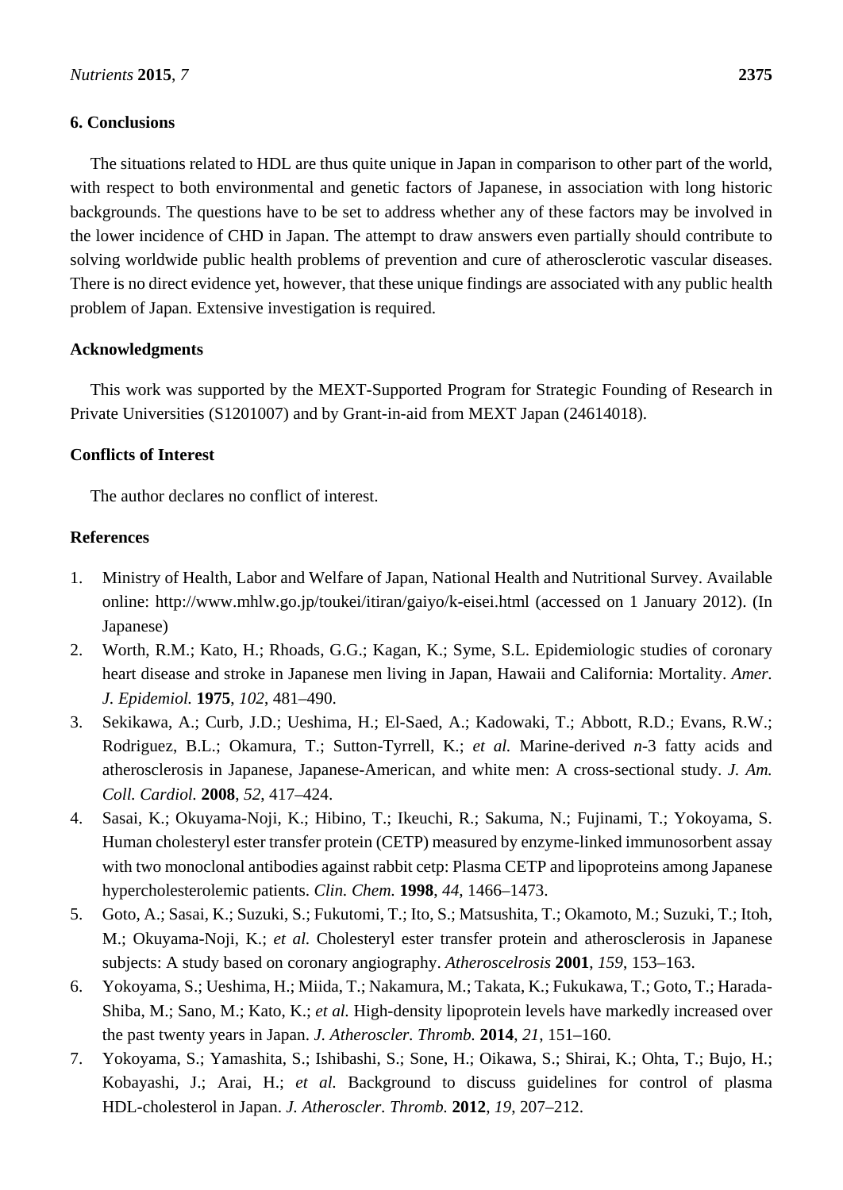## 6. Conclusions

The situations related to HDL are thus quite unique in Japan in comparison to other part of the world, with respect to both environmental and genetic factors of Japanese, in association with long historic backgrounds. The questions have to be set to address whether any of these factors may be involved in the lower incidence of CHD in Japan. The attempt to draw answers even partially should contribute to solving worldwide public health problems of prevention and cure of atherosclerotic vascular diseases. There is no direct evidence yet, however, that these unique findings are associated with any public health problem of Japan. Extensive investigation is required.

## Acknowledgments

This work was supported by the MEXT-Supported Program for Strategic Founding of Research in Private Universities (S1201007) and by Grant-in-aid from MEXT Japan (24614018).

## Conflicts of Interest

The author declares no conflict of interest.

## References

1. Ministry of Health, Labor and Welfare of Japan, National Health and Nutritional Survey. Available online: http://www.mhlw.go.jp/toukei/itiran/gaiyo/k-eisei.html (accessed on 1 January 2012). (In Japanese)
2. Worth, R.M.; Kato, H.; Rhoads, G.G.; Kagan, K.; Syme, S.L. Epidemiologic studies of coronary heart disease and stroke in Japanese men living in Japan, Hawaii and California: Mortality. *Amer. J. Epidemiol.* **1975**, *102*, 481–490.
3. Sekikawa, A.; Curb, J.D.; Ueshima, H.; El-Saed, A.; Kadowaki, T.; Abbott, R.D.; Evans, R.W.; Rodriguez, B.L.; Okamura, T.; Sutton-Tyrrell, K.; *et al.* Marine-derived *n*-3 fatty acids and atherosclerosis in Japanese, Japanese-American, and white men: A cross-sectional study. *J. Am. Coll. Cardiol.* **2008**, *52*, 417–424.
4. Sasai, K.; Okuyama-Noji, K.; Hibino, T.; Ikeuchi, R.; Sakuma, N.; Fujinami, T.; Yokoyama, S. Human cholesteryl ester transfer protein (CETP) measured by enzyme-linked immunosorbent assay with two monoclonal antibodies against rabbit cetp: Plasma CETP and lipoproteins among Japanese hypercholesterolemic patients. *Clin. Chem.* **1998**, *44*, 1466–1473.
5. Goto, A.; Sasai, K.; Suzuki, S.; Fukutomi, T.; Ito, S.; Matsushita, T.; Okamoto, M.; Suzuki, T.; Itoh, M.; Okuyama-Noji, K.; *et al.* Cholesteryl ester transfer protein and atherosclerosis in Japanese subjects: A study based on coronary angiography. *Atheroscelrosis* **2001**, *159*, 153–163.
6. Yokoyama, S.; Ueshima, H.; Miida, T.; Nakamura, M.; Takata, K.; Fukukawa, T.; Goto, T.; Harada-Shiba, M.; Sano, M.; Kato, K.; *et al.* High-density lipoprotein levels have markedly increased over the past twenty years in Japan. *J. Atheroscler. Thromb.* **2014**, *21*, 151–160.
7. Yokoyama, S.; Yamashita, S.; Ishibashi, S.; Sone, H.; Oikawa, S.; Shirai, K.; Ohta, T.; Bujo, H.; Kobayashi, J.; Arai, H.; *et al.* Background to discuss guidelines for control of plasma HDL-cholesterol in Japan. *J. Atheroscler. Thromb.* **2012**, *19*, 207–212.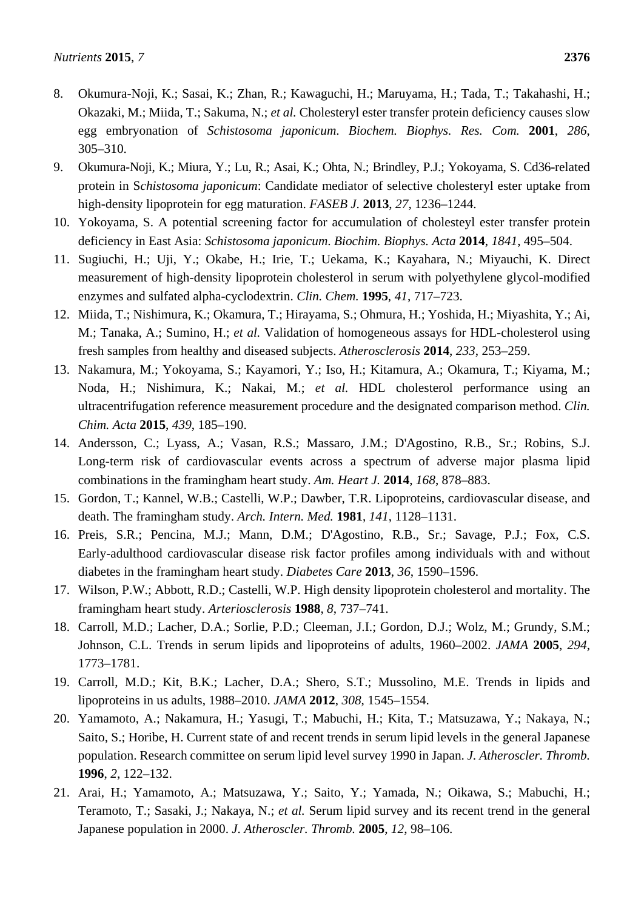8. Okumura-Noji, K.; Sasai, K.; Zhan, R.; Kawaguchi, H.; Maruyama, H.; Tada, T.; Takahashi, H.; Okazaki, M.; Miida, T.; Sakuma, N.; *et al.* Cholesteryl ester transfer protein deficiency causes slow egg embryonation of *Schistosoma japonicum*. *Biochem. Biophys. Res. Com.* **2001**, *286*, 305–310.
9. Okumura-Noji, K.; Miura, Y.; Lu, R.; Asai, K.; Ohta, N.; Brindley, P.J.; Yokoyama, S. Cd36-related protein in S*chistosoma japonicum*: Candidate mediator of selective cholesteryl ester uptake from high-density lipoprotein for egg maturation. *FASEB J.* **2013**, *27*, 1236–1244.
10. Yokoyama, S. A potential screening factor for accumulation of cholesteyl ester transfer protein deficiency in East Asia: *Schistosoma japonicum*. *Biochim. Biophys. Acta* **2014**, *1841*, 495–504.
11. Sugiuchi, H.; Uji, Y.; Okabe, H.; Irie, T.; Uekama, K.; Kayahara, N.; Miyauchi, K. Direct measurement of high-density lipoprotein cholesterol in serum with polyethylene glycol-modified enzymes and sulfated alpha-cyclodextrin. *Clin. Chem.* **1995**, *41*, 717–723.
12. Miida, T.; Nishimura, K.; Okamura, T.; Hirayama, S.; Ohmura, H.; Yoshida, H.; Miyashita, Y.; Ai, M.; Tanaka, A.; Sumino, H.; *et al.* Validation of homogeneous assays for HDL-cholesterol using fresh samples from healthy and diseased subjects. *Atherosclerosis* **2014**, *233*, 253–259.
13. Nakamura, M.; Yokoyama, S.; Kayamori, Y.; Iso, H.; Kitamura, A.; Okamura, T.; Kiyama, M.; Noda, H.; Nishimura, K.; Nakai, M.; *et al.* HDL cholesterol performance using an ultracentrifugation reference measurement procedure and the designated comparison method. *Clin. Chim. Acta* **2015**, *439*, 185–190.
14. Andersson, C.; Lyass, A.; Vasan, R.S.; Massaro, J.M.; D'Agostino, R.B., Sr.; Robins, S.J. Long-term risk of cardiovascular events across a spectrum of adverse major plasma lipid combinations in the framingham heart study. *Am. Heart J.* **2014**, *168*, 878–883.
15. Gordon, T.; Kannel, W.B.; Castelli, W.P.; Dawber, T.R. Lipoproteins, cardiovascular disease, and death. The framingham study. *Arch. Intern. Med.* **1981**, *141*, 1128–1131.
16. Preis, S.R.; Pencina, M.J.; Mann, D.M.; D'Agostino, R.B., Sr.; Savage, P.J.; Fox, C.S. Early-adulthood cardiovascular disease risk factor profiles among individuals with and without diabetes in the framingham heart study. *Diabetes Care* **2013**, *36*, 1590–1596.
17. Wilson, P.W.; Abbott, R.D.; Castelli, W.P. High density lipoprotein cholesterol and mortality. The framingham heart study. *Arteriosclerosis* **1988**, *8*, 737–741.
18. Carroll, M.D.; Lacher, D.A.; Sorlie, P.D.; Cleeman, J.I.; Gordon, D.J.; Wolz, M.; Grundy, S.M.; Johnson, C.L. Trends in serum lipids and lipoproteins of adults, 1960–2002. *JAMA* **2005**, *294*, 1773–1781.
19. Carroll, M.D.; Kit, B.K.; Lacher, D.A.; Shero, S.T.; Mussolino, M.E. Trends in lipids and lipoproteins in us adults, 1988–2010. *JAMA* **2012**, *308*, 1545–1554.
20. Yamamoto, A.; Nakamura, H.; Yasugi, T.; Mabuchi, H.; Kita, T.; Matsuzawa, Y.; Nakaya, N.; Saito, S.; Horibe, H. Current state of and recent trends in serum lipid levels in the general Japanese population. Research committee on serum lipid level survey 1990 in Japan. *J. Atheroscler. Thromb.* **1996**, *2*, 122–132.
21. Arai, H.; Yamamoto, A.; Matsuzawa, Y.; Saito, Y.; Yamada, N.; Oikawa, S.; Mabuchi, H.; Teramoto, T.; Sasaki, J.; Nakaya, N.; *et al.* Serum lipid survey and its recent trend in the general Japanese population in 2000. *J. Atheroscler. Thromb.* **2005**, *12*, 98–106.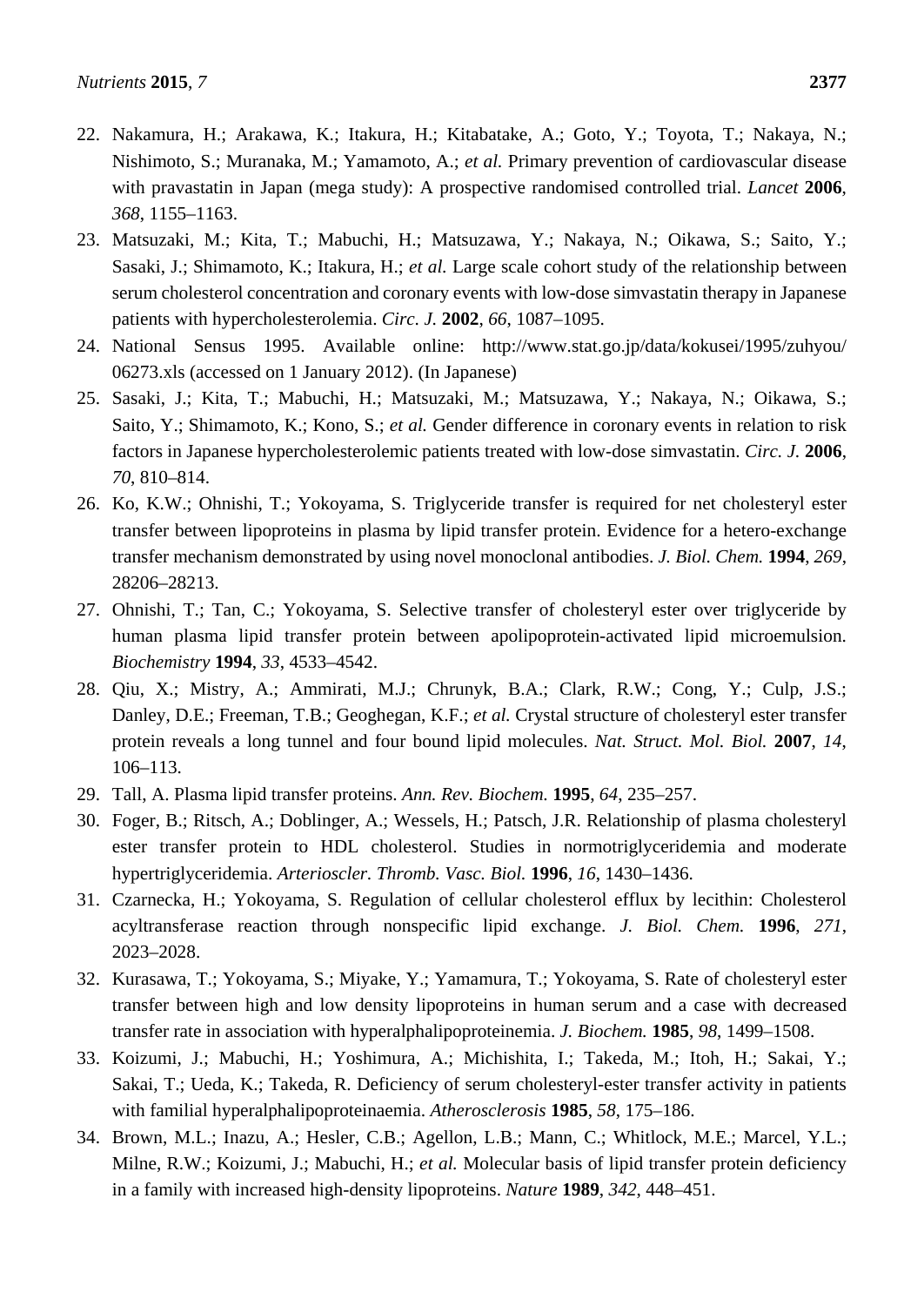22. Nakamura, H.; Arakawa, K.; Itakura, H.; Kitabatake, A.; Goto, Y.; Toyota, T.; Nakaya, N.; Nishimoto, S.; Muranaka, M.; Yamamoto, A.; *et al.* Primary prevention of cardiovascular disease with pravastatin in Japan (mega study): A prospective randomised controlled trial. *Lancet* **2006**, *368*, 1155–1163.
23. Matsuzaki, M.; Kita, T.; Mabuchi, H.; Matsuzawa, Y.; Nakaya, N.; Oikawa, S.; Saito, Y.; Sasaki, J.; Shimamoto, K.; Itakura, H.; *et al.* Large scale cohort study of the relationship between serum cholesterol concentration and coronary events with low-dose simvastatin therapy in Japanese patients with hypercholesterolemia. *Circ. J.* **2002**, *66*, 1087–1095.
24. National Sensus 1995. Available online: http://www.stat.go.jp/data/kokusei/1995/zuhyou/06273.xls (accessed on 1 January 2012). (In Japanese)
25. Sasaki, J.; Kita, T.; Mabuchi, H.; Matsuzaki, M.; Matsuzawa, Y.; Nakaya, N.; Oikawa, S.; Saito, Y.; Shimamoto, K.; Kono, S.; *et al.* Gender difference in coronary events in relation to risk factors in Japanese hypercholesterolemic patients treated with low-dose simvastatin. *Circ. J.* **2006**, *70*, 810–814.
26. Ko, K.W.; Ohnishi, T.; Yokoyama, S. Triglyceride transfer is required for net cholesteryl ester transfer between lipoproteins in plasma by lipid transfer protein. Evidence for a hetero-exchange transfer mechanism demonstrated by using novel monoclonal antibodies. *J. Biol. Chem.* **1994**, *269*, 28206–28213.
27. Ohnishi, T.; Tan, C.; Yokoyama, S. Selective transfer of cholesteryl ester over triglyceride by human plasma lipid transfer protein between apolipoprotein-activated lipid microemulsion. *Biochemistry* **1994**, *33*, 4533–4542.
28. Qiu, X.; Mistry, A.; Ammirati, M.J.; Chrunyk, B.A.; Clark, R.W.; Cong, Y.; Culp, J.S.; Danley, D.E.; Freeman, T.B.; Geoghegan, K.F.; *et al.* Crystal structure of cholesteryl ester transfer protein reveals a long tunnel and four bound lipid molecules. *Nat. Struct. Mol. Biol.* **2007**, *14*, 106–113.
29. Tall, A. Plasma lipid transfer proteins. *Ann. Rev. Biochem.* **1995**, *64*, 235–257.
30. Foger, B.; Ritsch, A.; Doblinger, A.; Wessels, H.; Patsch, J.R. Relationship of plasma cholesteryl ester transfer protein to HDL cholesterol. Studies in normotriglyceridemia and moderate hypertriglyceridemia. *Arterioscler. Thromb. Vasc. Biol.* **1996**, *16*, 1430–1436.
31. Czarnecka, H.; Yokoyama, S. Regulation of cellular cholesterol efflux by lecithin: Cholesterol acyltransferase reaction through nonspecific lipid exchange. *J. Biol. Chem.* **1996**, *271*, 2023–2028.
32. Kurasawa, T.; Yokoyama, S.; Miyake, Y.; Yamamura, T.; Yokoyama, S. Rate of cholesteryl ester transfer between high and low density lipoproteins in human serum and a case with decreased transfer rate in association with hyperalphalipoproteinemia. *J. Biochem.* **1985**, *98*, 1499–1508.
33. Koizumi, J.; Mabuchi, H.; Yoshimura, A.; Michishita, I.; Takeda, M.; Itoh, H.; Sakai, Y.; Sakai, T.; Ueda, K.; Takeda, R. Deficiency of serum cholesteryl-ester transfer activity in patients with familial hyperalphalipoproteinaemia. *Atherosclerosis* **1985**, *58*, 175–186.
34. Brown, M.L.; Inazu, A.; Hesler, C.B.; Agellon, L.B.; Mann, C.; Whitlock, M.E.; Marcel, Y.L.; Milne, R.W.; Koizumi, J.; Mabuchi, H.; *et al.* Molecular basis of lipid transfer protein deficiency in a family with increased high-density lipoproteins. *Nature* **1989**, *342*, 448–451.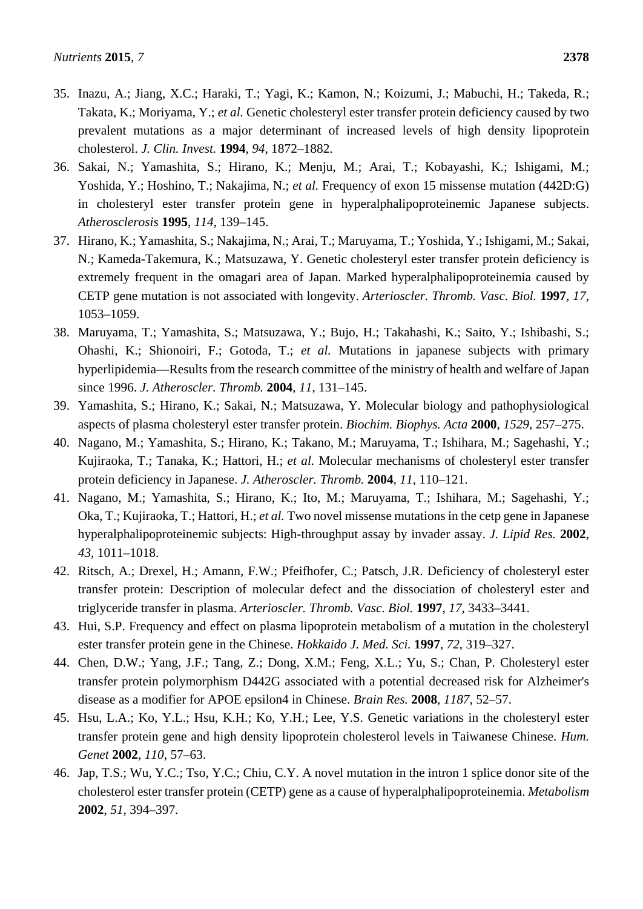35. Inazu, A.; Jiang, X.C.; Haraki, T.; Yagi, K.; Kamon, N.; Koizumi, J.; Mabuchi, H.; Takeda, R.; Takata, K.; Moriyama, Y.; *et al.* Genetic cholesteryl ester transfer protein deficiency caused by two prevalent mutations as a major determinant of increased levels of high density lipoprotein cholesterol. *J. Clin. Invest.* **1994**, *94*, 1872–1882.
36. Sakai, N.; Yamashita, S.; Hirano, K.; Menju, M.; Arai, T.; Kobayashi, K.; Ishigami, M.; Yoshida, Y.; Hoshino, T.; Nakajima, N.; *et al.* Frequency of exon 15 missense mutation (442D:G) in cholesteryl ester transfer protein gene in hyperalphalipoproteinemic Japanese subjects. *Atherosclerosis* **1995**, *114*, 139–145.
37. Hirano, K.; Yamashita, S.; Nakajima, N.; Arai, T.; Maruyama, T.; Yoshida, Y.; Ishigami, M.; Sakai, N.; Kameda-Takemura, K.; Matsuzawa, Y. Genetic cholesteryl ester transfer protein deficiency is extremely frequent in the omagari area of Japan. Marked hyperalphalipoproteinemia caused by CETP gene mutation is not associated with longevity. *Arterioscler. Thromb. Vasc. Biol.* **1997**, *17*, 1053–1059.
38. Maruyama, T.; Yamashita, S.; Matsuzawa, Y.; Bujo, H.; Takahashi, K.; Saito, Y.; Ishibashi, S.; Ohashi, K.; Shionoiri, F.; Gotoda, T.; *et al.* Mutations in japanese subjects with primary hyperlipidemia—Results from the research committee of the ministry of health and welfare of Japan since 1996. *J. Atheroscler. Thromb.* **2004**, *11*, 131–145.
39. Yamashita, S.; Hirano, K.; Sakai, N.; Matsuzawa, Y. Molecular biology and pathophysiological aspects of plasma cholesteryl ester transfer protein. *Biochim. Biophys. Acta* **2000**, *1529*, 257–275.
40. Nagano, M.; Yamashita, S.; Hirano, K.; Takano, M.; Maruyama, T.; Ishihara, M.; Sagehashi, Y.; Kujiraoka, T.; Tanaka, K.; Hattori, H.; *et al.* Molecular mechanisms of cholesteryl ester transfer protein deficiency in Japanese. *J. Atheroscler. Thromb.* **2004**, *11*, 110–121.
41. Nagano, M.; Yamashita, S.; Hirano, K.; Ito, M.; Maruyama, T.; Ishihara, M.; Sagehashi, Y.; Oka, T.; Kujiraoka, T.; Hattori, H.; *et al.* Two novel missense mutations in the cetp gene in Japanese hyperalphalipoproteinemic subjects: High-throughput assay by invader assay. *J. Lipid Res.* **2002**, *43*, 1011–1018.
42. Ritsch, A.; Drexel, H.; Amann, F.W.; Pfeifhofer, C.; Patsch, J.R. Deficiency of cholesteryl ester transfer protein: Description of molecular defect and the dissociation of cholesteryl ester and triglyceride transfer in plasma. *Arterioscler. Thromb. Vasc. Biol.* **1997**, *17*, 3433–3441.
43. Hui, S.P. Frequency and effect on plasma lipoprotein metabolism of a mutation in the cholesteryl ester transfer protein gene in the Chinese. *Hokkaido J. Med. Sci.* **1997**, *72*, 319–327.
44. Chen, D.W.; Yang, J.F.; Tang, Z.; Dong, X.M.; Feng, X.L.; Yu, S.; Chan, P. Cholesteryl ester transfer protein polymorphism D442G associated with a potential decreased risk for Alzheimer's disease as a modifier for APOE epsilon4 in Chinese. *Brain Res.* **2008**, *1187*, 52–57.
45. Hsu, L.A.; Ko, Y.L.; Hsu, K.H.; Ko, Y.H.; Lee, Y.S. Genetic variations in the cholesteryl ester transfer protein gene and high density lipoprotein cholesterol levels in Taiwanese Chinese. *Hum. Genet* **2002**, *110*, 57–63.
46. Jap, T.S.; Wu, Y.C.; Tso, Y.C.; Chiu, C.Y. A novel mutation in the intron 1 splice donor site of the cholesterol ester transfer protein (CETP) gene as a cause of hyperalphalipoproteinemia. *Metabolism* **2002**, *51*, 394–397.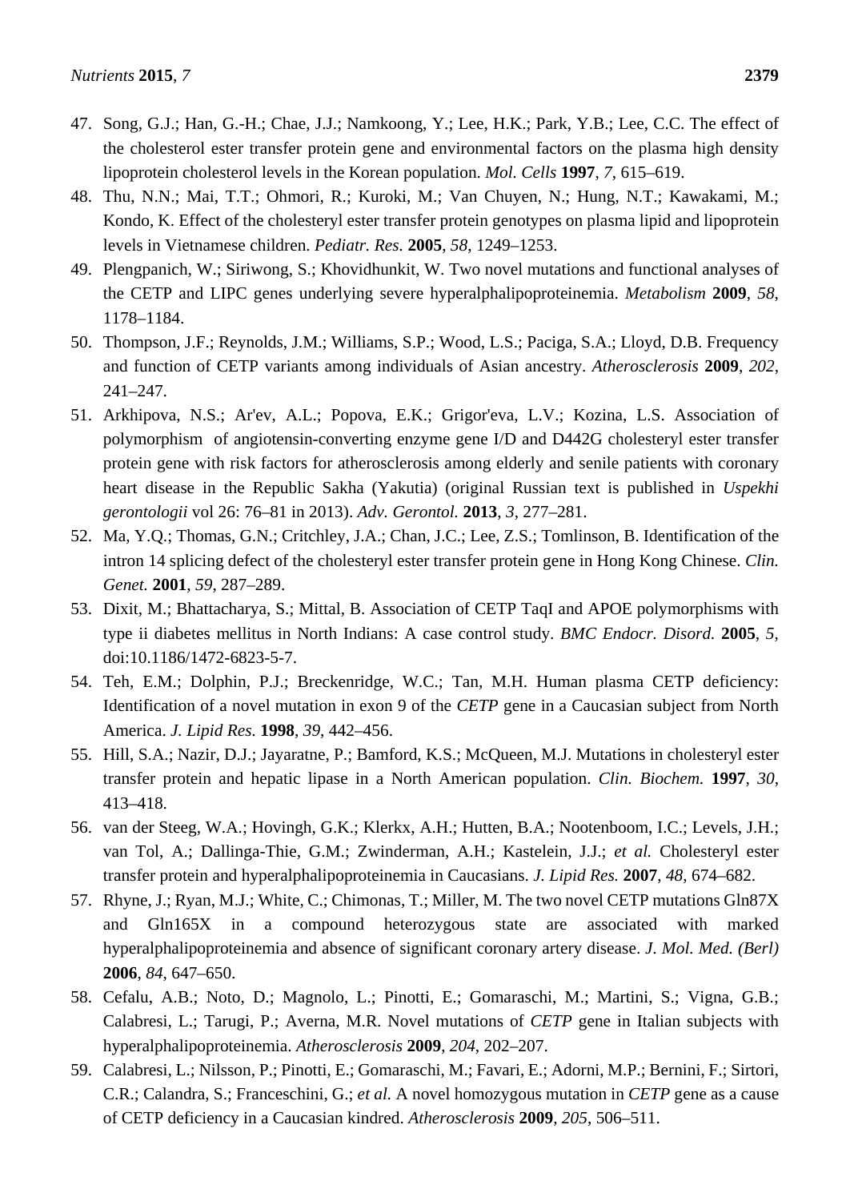47. Song, G.J.; Han, G.-H.; Chae, J.J.; Namkoong, Y.; Lee, H.K.; Park, Y.B.; Lee, C.C. The effect of the cholesterol ester transfer protein gene and environmental factors on the plasma high density lipoprotein cholesterol levels in the Korean population. *Mol. Cells* **1997**, *7*, 615–619.
48. Thu, N.N.; Mai, T.T.; Ohmori, R.; Kuroki, M.; Van Chuyen, N.; Hung, N.T.; Kawakami, M.; Kondo, K. Effect of the cholesteryl ester transfer protein genotypes on plasma lipid and lipoprotein levels in Vietnamese children. *Pediatr. Res.* **2005**, *58*, 1249–1253.
49. Plengpanich, W.; Siriwong, S.; Khovidhunkit, W. Two novel mutations and functional analyses of the CETP and LIPC genes underlying severe hyperalphalipoproteinemia. *Metabolism* **2009**, *58*, 1178–1184.
50. Thompson, J.F.; Reynolds, J.M.; Williams, S.P.; Wood, L.S.; Paciga, S.A.; Lloyd, D.B. Frequency and function of CETP variants among individuals of Asian ancestry. *Atherosclerosis* **2009**, *202*, 241–247.
51. Arkhipova, N.S.; Ar'ev, A.L.; Popova, E.K.; Grigor'eva, L.V.; Kozina, L.S. Association of polymorphism of angiotensin-converting enzyme gene I/D and D442G cholesteryl ester transfer protein gene with risk factors for atherosclerosis among elderly and senile patients with coronary heart disease in the Republic Sakha (Yakutia) (original Russian text is published in *Uspekhi gerontologii* vol 26: 76–81 in 2013). *Adv. Gerontol.* **2013**, *3*, 277–281.
52. Ma, Y.Q.; Thomas, G.N.; Critchley, J.A.; Chan, J.C.; Lee, Z.S.; Tomlinson, B. Identification of the intron 14 splicing defect of the cholesteryl ester transfer protein gene in Hong Kong Chinese. *Clin. Genet.* **2001**, *59*, 287–289.
53. Dixit, M.; Bhattacharya, S.; Mittal, B. Association of CETP TaqI and APOE polymorphisms with type ii diabetes mellitus in North Indians: A case control study. *BMC Endocr. Disord.* **2005**, *5*, doi:10.1186/1472-6823-5-7.
54. Teh, E.M.; Dolphin, P.J.; Breckenridge, W.C.; Tan, M.H. Human plasma CETP deficiency: Identification of a novel mutation in exon 9 of the *CETP* gene in a Caucasian subject from North America. *J. Lipid Res.* **1998**, *39*, 442–456.
55. Hill, S.A.; Nazir, D.J.; Jayaratne, P.; Bamford, K.S.; McQueen, M.J. Mutations in cholesteryl ester transfer protein and hepatic lipase in a North American population. *Clin. Biochem.* **1997**, *30*, 413–418.
56. van der Steeg, W.A.; Hovingh, G.K.; Klerkx, A.H.; Hutten, B.A.; Nootenboom, I.C.; Levels, J.H.; van Tol, A.; Dallinga-Thie, G.M.; Zwinderman, A.H.; Kastelein, J.J.; *et al.* Cholesteryl ester transfer protein and hyperalphalipoproteinemia in Caucasians. *J. Lipid Res.* **2007**, *48*, 674–682.
57. Rhyne, J.; Ryan, M.J.; White, C.; Chimonas, T.; Miller, M. The two novel CETP mutations Gln87X and Gln165X in a compound heterozygous state are associated with marked hyperalphalipoproteinemia and absence of significant coronary artery disease. *J. Mol. Med. (Berl)* **2006**, *84*, 647–650.
58. Cefalu, A.B.; Noto, D.; Magnolo, L.; Pinotti, E.; Gomaraschi, M.; Martini, S.; Vigna, G.B.; Calabresi, L.; Tarugi, P.; Averna, M.R. Novel mutations of *CETP* gene in Italian subjects with hyperalphalipoproteinemia. *Atherosclerosis* **2009**, *204*, 202–207.
59. Calabresi, L.; Nilsson, P.; Pinotti, E.; Gomaraschi, M.; Favari, E.; Adorni, M.P.; Bernini, F.; Sirtori, C.R.; Calandra, S.; Franceschini, G.; *et al.* A novel homozygous mutation in *CETP* gene as a cause of CETP deficiency in a Caucasian kindred. *Atherosclerosis* **2009**, *205*, 506–511.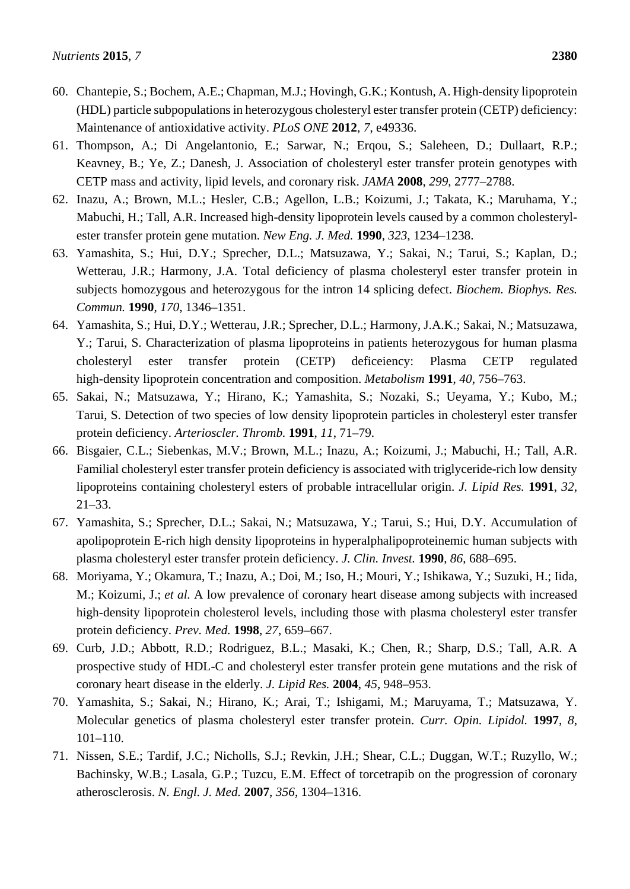60. Chantepie, S.; Bochem, A.E.; Chapman, M.J.; Hovingh, G.K.; Kontush, A. High-density lipoprotein (HDL) particle subpopulations in heterozygous cholesteryl ester transfer protein (CETP) deficiency: Maintenance of antioxidative activity. *PLoS ONE* **2012**, *7*, e49336.
61. Thompson, A.; Di Angelantonio, E.; Sarwar, N.; Erqou, S.; Saleheen, D.; Dullaart, R.P.; Keavney, B.; Ye, Z.; Danesh, J. Association of cholesteryl ester transfer protein genotypes with CETP mass and activity, lipid levels, and coronary risk. *JAMA* **2008**, *299*, 2777–2788.
62. Inazu, A.; Brown, M.L.; Hesler, C.B.; Agellon, L.B.; Koizumi, J.; Takata, K.; Maruhama, Y.; Mabuchi, H.; Tall, A.R. Increased high-density lipoprotein levels caused by a common cholesteryl-ester transfer protein gene mutation. *New Eng. J. Med.* **1990**, *323*, 1234–1238.
63. Yamashita, S.; Hui, D.Y.; Sprecher, D.L.; Matsuzawa, Y.; Sakai, N.; Tarui, S.; Kaplan, D.; Wetterau, J.R.; Harmony, J.A. Total deficiency of plasma cholesteryl ester transfer protein in subjects homozygous and heterozygous for the intron 14 splicing defect. *Biochem. Biophys. Res. Commun.* **1990**, *170*, 1346–1351.
64. Yamashita, S.; Hui, D.Y.; Wetterau, J.R.; Sprecher, D.L.; Harmony, J.A.K.; Sakai, N.; Matsuzawa, Y.; Tarui, S. Characterization of plasma lipoproteins in patients heterozygous for human plasma cholesteryl ester transfer protein (CETP) deficeiency: Plasma CETP regulated high-density lipoprotein concentration and composition. *Metabolism* **1991**, *40*, 756–763.
65. Sakai, N.; Matsuzawa, Y.; Hirano, K.; Yamashita, S.; Nozaki, S.; Ueyama, Y.; Kubo, M.; Tarui, S. Detection of two species of low density lipoprotein particles in cholesteryl ester transfer protein deficiency. *Arterioscler. Thromb.* **1991**, *11*, 71–79.
66. Bisgaier, C.L.; Siebenkas, M.V.; Brown, M.L.; Inazu, A.; Koizumi, J.; Mabuchi, H.; Tall, A.R. Familial cholesteryl ester transfer protein deficiency is associated with triglyceride-rich low density lipoproteins containing cholesteryl esters of probable intracellular origin. *J. Lipid Res.* **1991**, *32*, 21–33.
67. Yamashita, S.; Sprecher, D.L.; Sakai, N.; Matsuzawa, Y.; Tarui, S.; Hui, D.Y. Accumulation of apolipoprotein E-rich high density lipoproteins in hyperalphalipoproteinemic human subjects with plasma cholesteryl ester transfer protein deficiency. *J. Clin. Invest.* **1990**, *86*, 688–695.
68. Moriyama, Y.; Okamura, T.; Inazu, A.; Doi, M.; Iso, H.; Mouri, Y.; Ishikawa, Y.; Suzuki, H.; Iida, M.; Koizumi, J.; *et al.* A low prevalence of coronary heart disease among subjects with increased high-density lipoprotein cholesterol levels, including those with plasma cholesteryl ester transfer protein deficiency. *Prev. Med.* **1998**, *27*, 659–667.
69. Curb, J.D.; Abbott, R.D.; Rodriguez, B.L.; Masaki, K.; Chen, R.; Sharp, D.S.; Tall, A.R. A prospective study of HDL-C and cholesteryl ester transfer protein gene mutations and the risk of coronary heart disease in the elderly. *J. Lipid Res.* **2004**, *45*, 948–953.
70. Yamashita, S.; Sakai, N.; Hirano, K.; Arai, T.; Ishigami, M.; Maruyama, T.; Matsuzawa, Y. Molecular genetics of plasma cholesteryl ester transfer protein. *Curr. Opin. Lipidol.* **1997**, *8*, 101–110.
71. Nissen, S.E.; Tardif, J.C.; Nicholls, S.J.; Revkin, J.H.; Shear, C.L.; Duggan, W.T.; Ruzyllo, W.; Bachinsky, W.B.; Lasala, G.P.; Tuzcu, E.M. Effect of torcetrapib on the progression of coronary atherosclerosis. *N. Engl. J. Med.* **2007**, *356*, 1304–1316.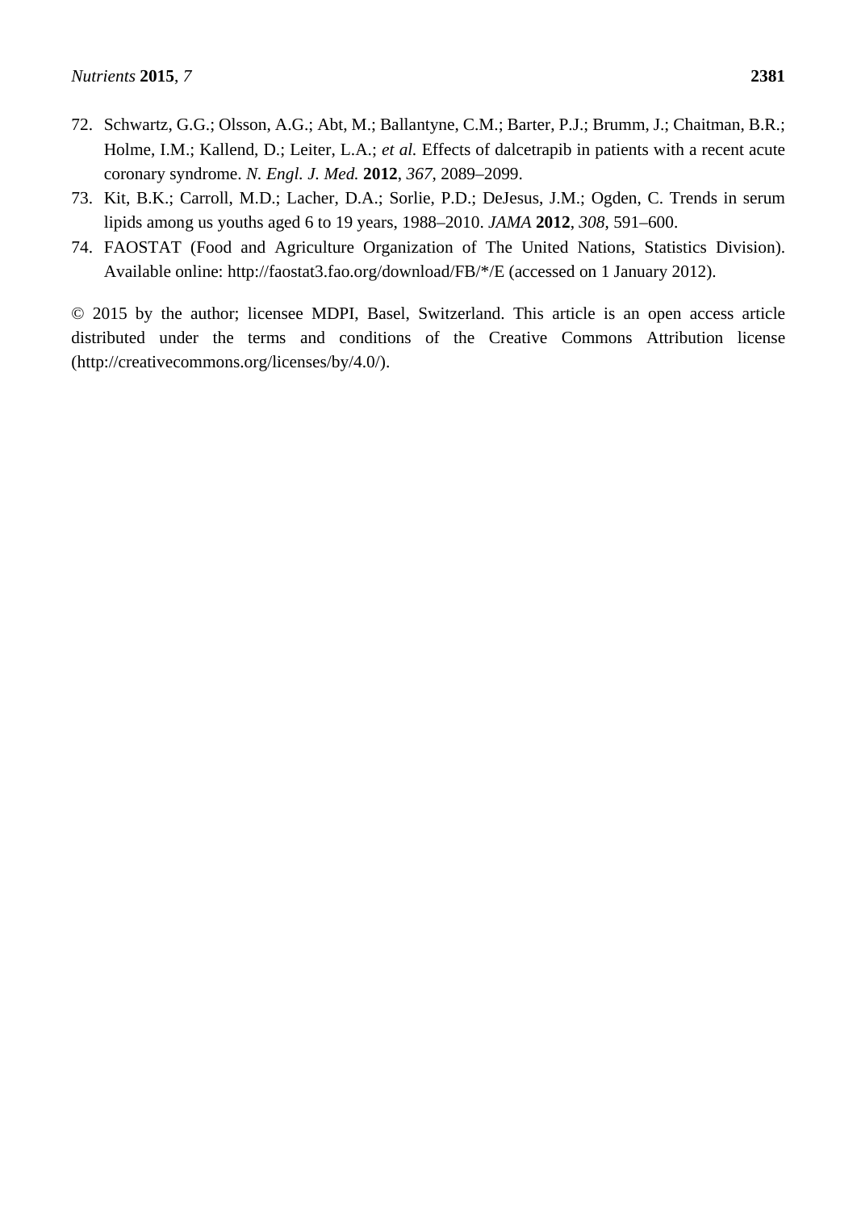72. Schwartz, G.G.; Olsson, A.G.; Abt, M.; Ballantyne, C.M.; Barter, P.J.; Brumm, J.; Chaitman, B.R.; Holme, I.M.; Kallend, D.; Leiter, L.A.; *et al.* Effects of dalcetrapib in patients with a recent acute coronary syndrome. *N. Engl. J. Med.* **2012**, *367*, 2089–2099.
73. Kit, B.K.; Carroll, M.D.; Lacher, D.A.; Sorlie, P.D.; DeJesus, J.M.; Ogden, C. Trends in serum lipids among us youths aged 6 to 19 years, 1988–2010. *JAMA* **2012**, *308*, 591–600.
74. FAOSTAT (Food and Agriculture Organization of The United Nations, Statistics Division). Available online: http://faostat3.fao.org/download/FB/*/E (accessed on 1 January 2012).

© 2015 by the author; licensee MDPI, Basel, Switzerland. This article is an open access article distributed under the terms and conditions of the Creative Commons Attribution license (http://creativecommons.org/licenses/by/4.0/).